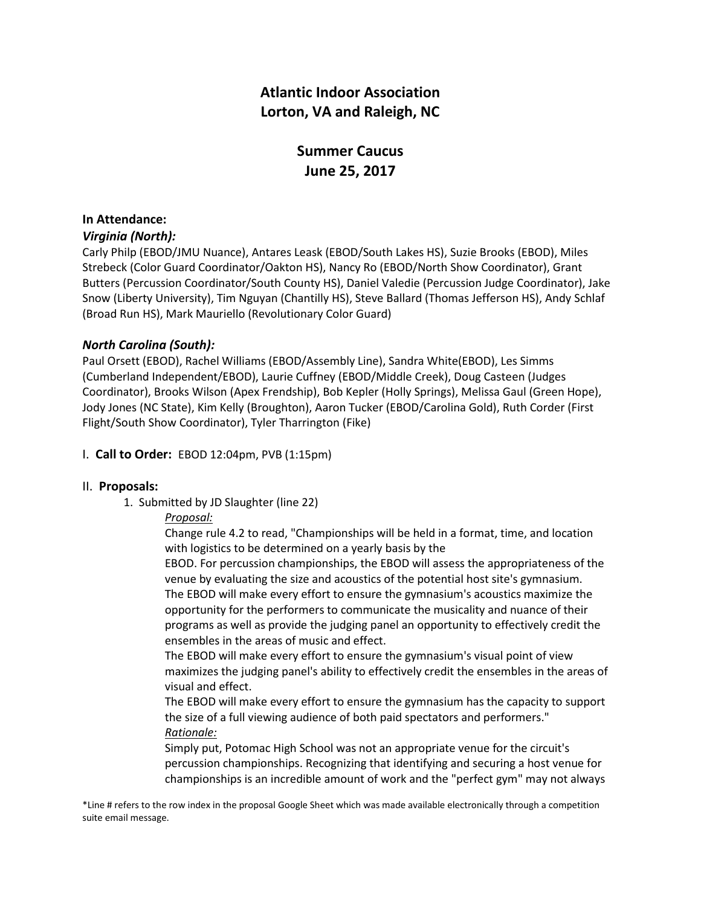# Atlantic Indoor Association
## Lorton, VA and Raleigh, NC

## Summer Caucus
## June 25, 2017

**In Attendance:**

***Virginia (North):***

Carly Philp (EBOD/JMU Nuance), Antares Leask (EBOD/South Lakes HS), Suzie Brooks (EBOD), Miles Strebeck (Color Guard Coordinator/Oakton HS), Nancy Ro (EBOD/North Show Coordinator), Grant Butters (Percussion Coordinator/South County HS), Daniel Valedie (Percussion Judge Coordinator), Jake Snow (Liberty University), Tim Nguyan (Chantilly HS), Steve Ballard (Thomas Jefferson HS), Andy Schlaf (Broad Run HS), Mark Mauriello (Revolutionary Color Guard)

***North Carolina (South):***

Paul Orsett (EBOD), Rachel Williams (EBOD/Assembly Line), Sandra White(EBOD), Les Simms (Cumberland Independent/EBOD), Laurie Cuffney (EBOD/Middle Creek), Doug Casteen (Judges Coordinator), Brooks Wilson (Apex Frendship), Bob Kepler (Holly Springs), Melissa Gaul (Green Hope), Jody Jones (NC State), Kim Kelly (Broughton), Aaron Tucker (EBOD/Carolina Gold), Ruth Corder (First Flight/South Show Coordinator), Tyler Tharrington (Fike)

I. **Call to Order:** EBOD 12:04pm, PVB (1:15pm)

II. **Proposals:**

1. Submitted by JD Slaughter (line 22)

   *Proposal:*

   Change rule 4.2 to read, "Championships will be held in a format, time, and location with logistics to be determined on a yearly basis by the EBOD. For percussion championships, the EBOD will assess the appropriateness of the venue by evaluating the size and acoustics of the potential host site's gymnasium. The EBOD will make every effort to ensure the gymnasium's acoustics maximize the opportunity for the performers to communicate the musicality and nuance of their programs as well as provide the judging panel an opportunity to effectively credit the ensembles in the areas of music and effect.

   The EBOD will make every effort to ensure the gymnasium's visual point of view maximizes the judging panel's ability to effectively credit the ensembles in the areas of visual and effect.

   The EBOD will make every effort to ensure the gymnasium has the capacity to support the size of a full viewing audience of both paid spectators and performers."

   *Rationale:*

   Simply put, Potomac High School was not an appropriate venue for the circuit's percussion championships. Recognizing that identifying and securing a host venue for championships is an incredible amount of work and the "perfect gym" may not always

*Line # refers to the row index in the proposal Google Sheet which was made available electronically through a competition suite email message.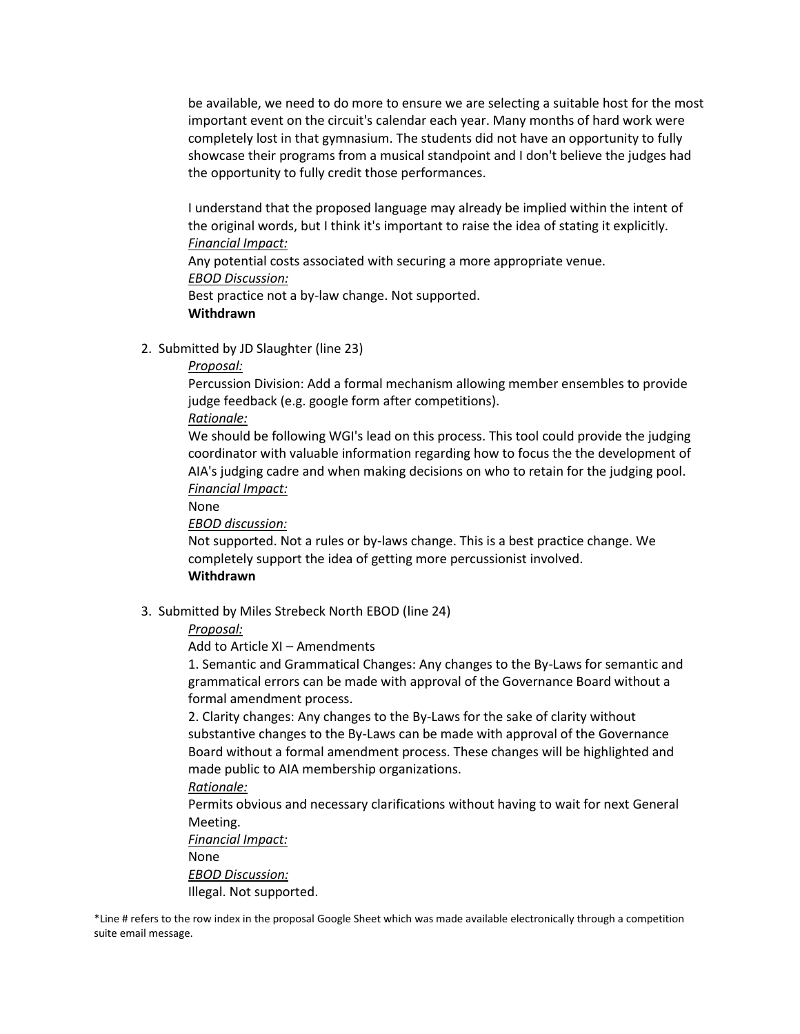be available, we need to do more to ensure we are selecting a suitable host for the most important event on the circuit's calendar each year. Many months of hard work were completely lost in that gymnasium. The students did not have an opportunity to fully showcase their programs from a musical standpoint and I don't believe the judges had the opportunity to fully credit those performances.

I understand that the proposed language may already be implied within the intent of the original words, but I think it's important to raise the idea of stating it explicitly.

*Financial Impact:*

Any potential costs associated with securing a more appropriate venue.

*EBOD Discussion:*

Best practice not a by-law change. Not supported.

**Withdrawn**

2. Submitted by JD Slaughter (line 23)

   *Proposal:*

   Percussion Division: Add a formal mechanism allowing member ensembles to provide judge feedback (e.g. google form after competitions).

   *Rationale:*

   We should be following WGI's lead on this process. This tool could provide the judging coordinator with valuable information regarding how to focus the the development of AIA's judging cadre and when making decisions on who to retain for the judging pool.

   *Financial Impact:*

   None

   *EBOD discussion:*

   Not supported. Not a rules or by-laws change. This is a best practice change. We completely support the idea of getting more percussionist involved.

   **Withdrawn**

3. Submitted by Miles Strebeck North EBOD (line 24)

   *Proposal:*

   Add to Article XI – Amendments

   1. Semantic and Grammatical Changes: Any changes to the By-Laws for semantic and grammatical errors can be made with approval of the Governance Board without a formal amendment process.

   2. Clarity changes: Any changes to the By-Laws for the sake of clarity without substantive changes to the By-Laws can be made with approval of the Governance Board without a formal amendment process. These changes will be highlighted and made public to AIA membership organizations.

   *Rationale:*

   Permits obvious and necessary clarifications without having to wait for next General Meeting.

   *Financial Impact:*

   None

   *EBOD Discussion:*

   Illegal. Not supported.

*Line # refers to the row index in the proposal Google Sheet which was made available electronically through a competition suite email message.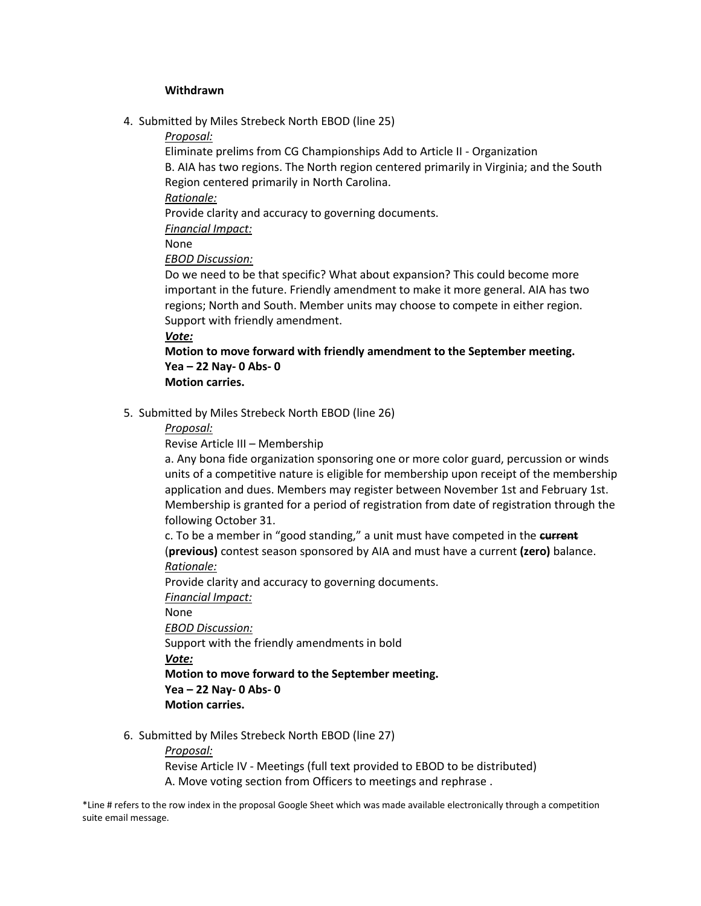**Withdrawn**

4. Submitted by Miles Strebeck North EBOD (line 25)

    *Proposal:*

    Eliminate prelims from CG Championships Add to Article II - Organization

    B. AIA has two regions. The North region centered primarily in Virginia; and the South Region centered primarily in North Carolina.

    *Rationale:*

    Provide clarity and accuracy to governing documents.

    *Financial Impact:*

    None

    *EBOD Discussion:*

    Do we need to be that specific? What about expansion? This could become more important in the future. Friendly amendment to make it more general. AIA has two regions; North and South. Member units may choose to compete in either region. Support with friendly amendment.

    ***Vote:***

    **Motion to move forward with friendly amendment to the September meeting.**
    **Yea – 22 Nay- 0 Abs- 0**
    **Motion carries.**

5. Submitted by Miles Strebeck North EBOD (line 26)

    *Proposal:*

    Revise Article III – Membership

    a. Any bona fide organization sponsoring one or more color guard, percussion or winds units of a competitive nature is eligible for membership upon receipt of the membership application and dues. Members may register between November 1st and February 1st. Membership is granted for a period of registration from date of registration through the following October 31.

    c. To be a member in "good standing," a unit must have competed in the ~~**current**~~ (**previous)** contest season sponsored by AIA and must have a current **(zero)** balance.

    *Rationale:*

    Provide clarity and accuracy to governing documents.

    *Financial Impact:*

    None

    *EBOD Discussion:*

    Support with the friendly amendments in bold

    ***Vote:***

    **Motion to move forward to the September meeting.**
    **Yea – 22 Nay- 0 Abs- 0**
    **Motion carries.**

6. Submitted by Miles Strebeck North EBOD (line 27)

    *Proposal:*

    Revise Article IV - Meetings (full text provided to EBOD to be distributed)

    A. Move voting section from Officers to meetings and rephrase .

*Line # refers to the row index in the proposal Google Sheet which was made available electronically through a competition suite email message.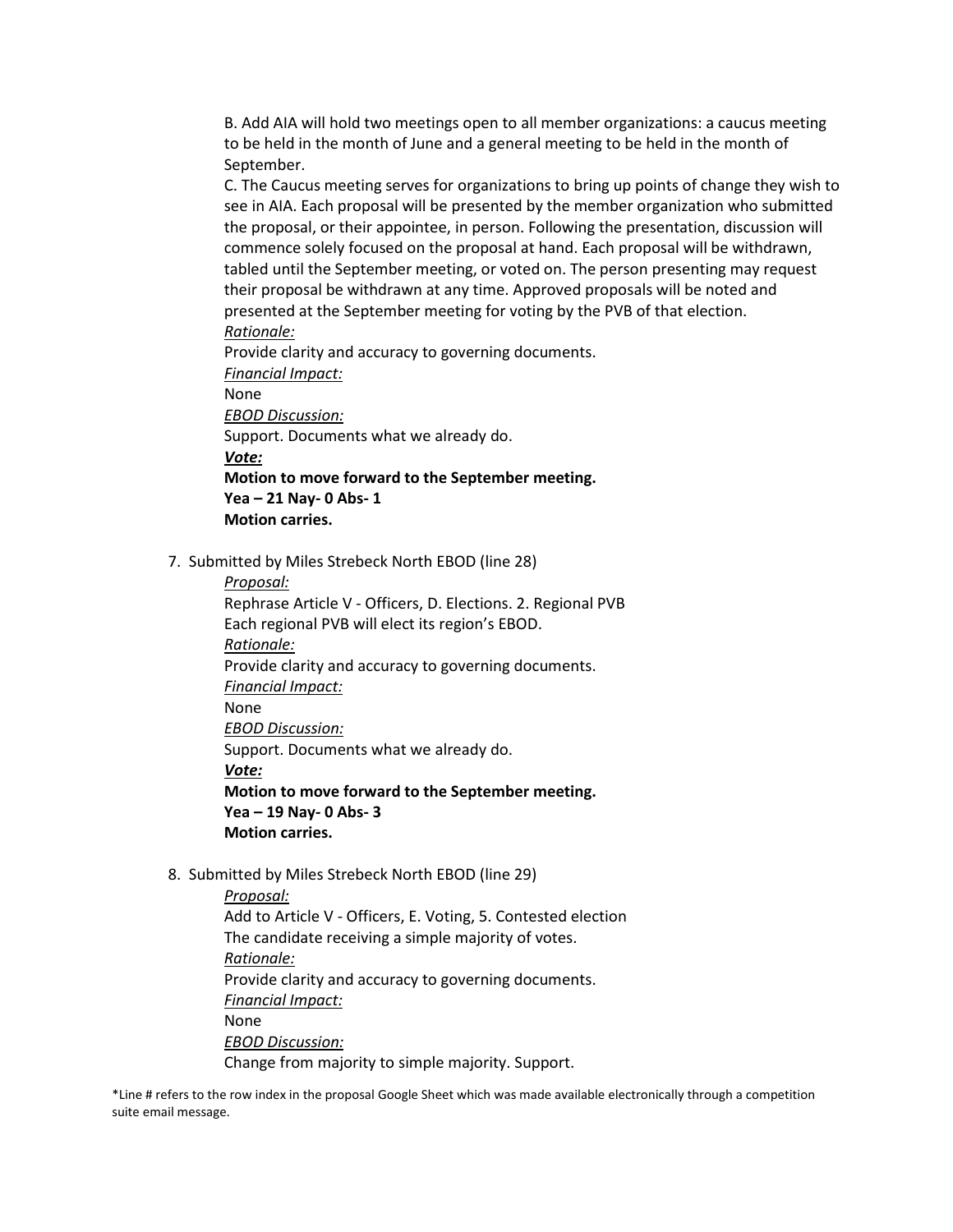B. Add AIA will hold two meetings open to all member organizations: a caucus meeting to be held in the month of June and a general meeting to be held in the month of September.

C. The Caucus meeting serves for organizations to bring up points of change they wish to see in AIA. Each proposal will be presented by the member organization who submitted the proposal, or their appointee, in person. Following the presentation, discussion will commence solely focused on the proposal at hand. Each proposal will be withdrawn, tabled until the September meeting, or voted on. The person presenting may request their proposal be withdrawn at any time. Approved proposals will be noted and presented at the September meeting for voting by the PVB of that election.

*Rationale:*
Provide clarity and accuracy to governing documents.

*Financial Impact:*
None

*EBOD Discussion:*
Support. Documents what we already do.

***Vote:***
**Motion to move forward to the September meeting.**
**Yea – 21 Nay- 0 Abs- 1**
**Motion carries.**

7. Submitted by Miles Strebeck North EBOD (line 28)

   *Proposal:*
   Rephrase Article V - Officers, D. Elections. 2. Regional PVB
   Each regional PVB will elect its region's EBOD.

   *Rationale:*
   Provide clarity and accuracy to governing documents.

   *Financial Impact:*
   None

   *EBOD Discussion:*
   Support. Documents what we already do.

   ***Vote:***
   **Motion to move forward to the September meeting.**
   **Yea – 19 Nay- 0 Abs- 3**
   **Motion carries.**

8. Submitted by Miles Strebeck North EBOD (line 29)

   *Proposal:*
   Add to Article V - Officers, E. Voting, 5. Contested election
   The candidate receiving a simple majority of votes.

   *Rationale:*
   Provide clarity and accuracy to governing documents.

   *Financial Impact:*
   None

   *EBOD Discussion:*
   Change from majority to simple majority. Support.

*Line # refers to the row index in the proposal Google Sheet which was made available electronically through a competition suite email message.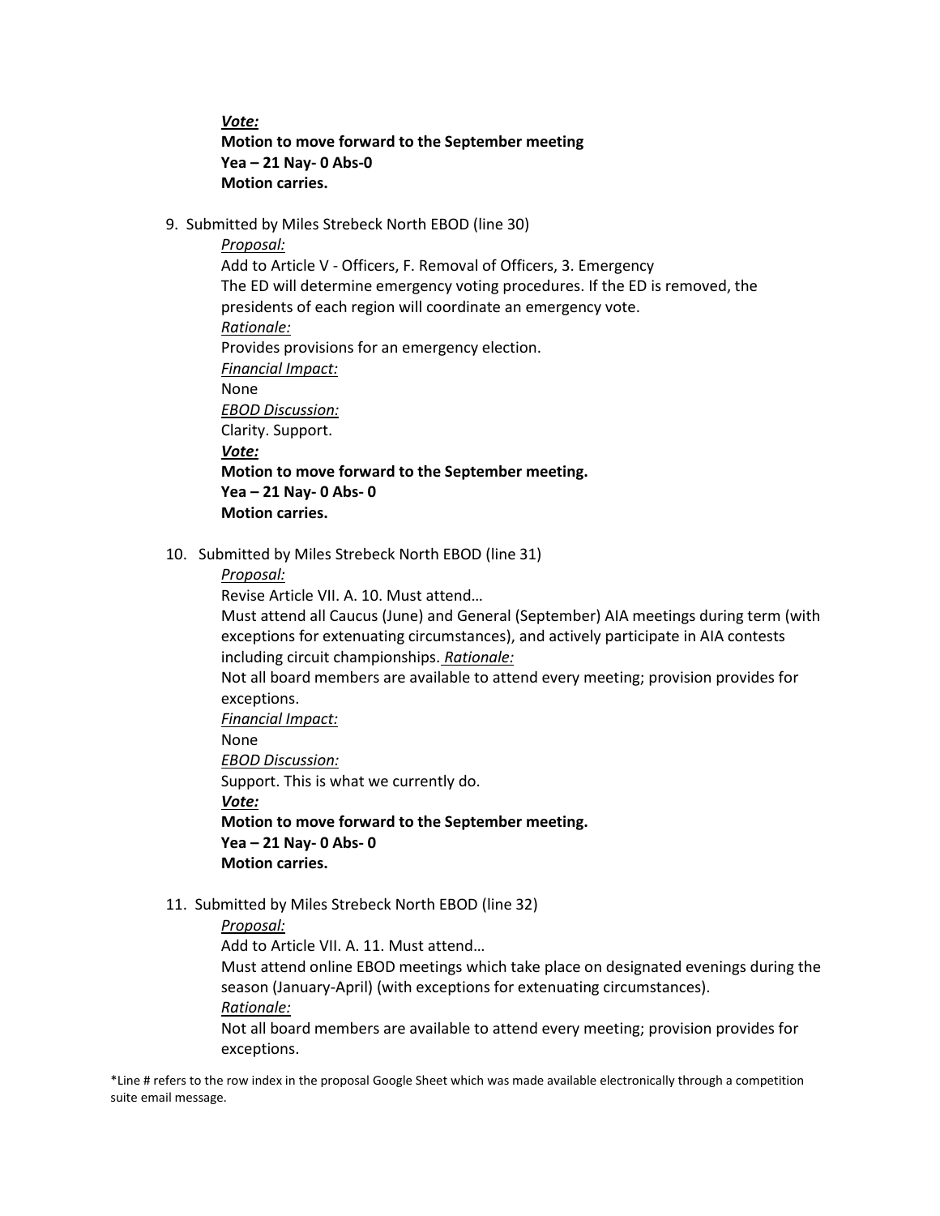***Vote:***
**Motion to move forward to the September meeting**
**Yea – 21 Nay- 0 Abs-0**
**Motion carries.**

9. Submitted by Miles Strebeck North EBOD (line 30)

   *Proposal:*
   Add to Article V - Officers, F. Removal of Officers, 3. Emergency
   The ED will determine emergency voting procedures. If the ED is removed, the presidents of each region will coordinate an emergency vote.
   *Rationale:*
   Provides provisions for an emergency election.
   *Financial Impact:*
   None
   *EBOD Discussion:*
   Clarity. Support.
   ***Vote:***
   **Motion to move forward to the September meeting.**
   **Yea – 21 Nay- 0 Abs- 0**
   **Motion carries.**

10. Submitted by Miles Strebeck North EBOD (line 31)

    *Proposal:*
    Revise Article VII. A. 10. Must attend…
    Must attend all Caucus (June) and General (September) AIA meetings during term (with exceptions for extenuating circumstances), and actively participate in AIA contests including circuit championships. *Rationale:*
    Not all board members are available to attend every meeting; provision provides for exceptions.
    *Financial Impact:*
    None
    *EBOD Discussion:*
    Support. This is what we currently do.
    ***Vote:***
    **Motion to move forward to the September meeting.**
    **Yea – 21 Nay- 0 Abs- 0**
    **Motion carries.**

11. Submitted by Miles Strebeck North EBOD (line 32)

    *Proposal:*
    Add to Article VII. A. 11. Must attend…
    Must attend online EBOD meetings which take place on designated evenings during the season (January-April) (with exceptions for extenuating circumstances).
    *Rationale:*
    Not all board members are available to attend every meeting; provision provides for exceptions.

*Line # refers to the row index in the proposal Google Sheet which was made available electronically through a competition suite email message.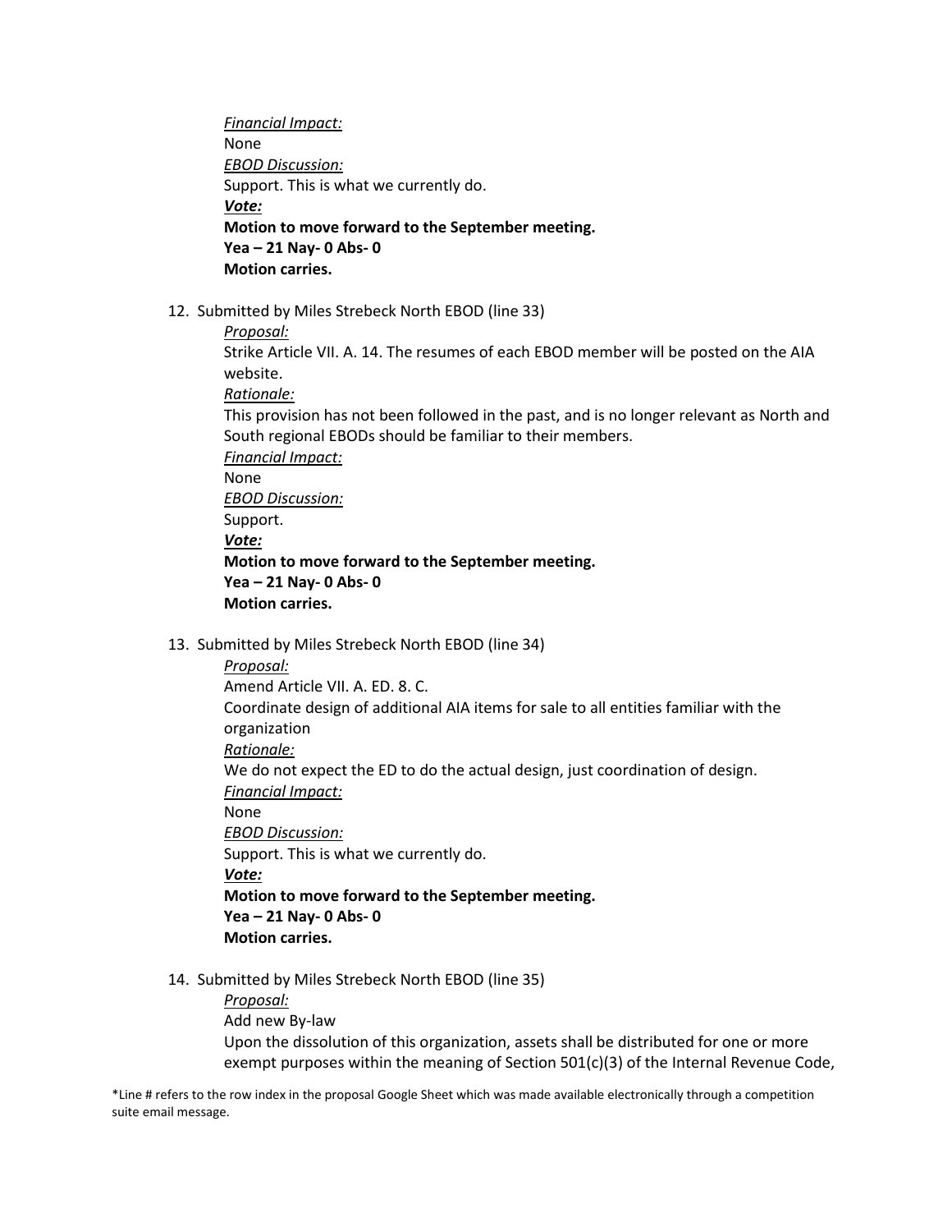*Financial Impact:*
None
*EBOD Discussion:*
Support. This is what we currently do.
***Vote:***
**Motion to move forward to the September meeting.**
**Yea – 21 Nay- 0 Abs- 0**
**Motion carries.**

12. Submitted by Miles Strebeck North EBOD (line 33)

    *Proposal:*
    Strike Article VII. A. 14. The resumes of each EBOD member will be posted on the AIA website.
    *Rationale:*
    This provision has not been followed in the past, and is no longer relevant as North and South regional EBODs should be familiar to their members.
    *Financial Impact:*
    None
    *EBOD Discussion:*
    Support.
    ***Vote:***
    **Motion to move forward to the September meeting.**
    **Yea – 21 Nay- 0 Abs- 0**
    **Motion carries.**

13. Submitted by Miles Strebeck North EBOD (line 34)

    *Proposal:*
    Amend Article VII. A. ED. 8. C.
    Coordinate design of additional AIA items for sale to all entities familiar with the organization
    *Rationale:*
    We do not expect the ED to do the actual design, just coordination of design.
    *Financial Impact:*
    None
    *EBOD Discussion:*
    Support. This is what we currently do.
    ***Vote:***
    **Motion to move forward to the September meeting.**
    **Yea – 21 Nay- 0 Abs- 0**
    **Motion carries.**

14. Submitted by Miles Strebeck North EBOD (line 35)

    *Proposal:*
    Add new By-law
    Upon the dissolution of this organization, assets shall be distributed for one or more exempt purposes within the meaning of Section 501(c)(3) of the Internal Revenue Code,

*Line # refers to the row index in the proposal Google Sheet which was made available electronically through a competition suite email message.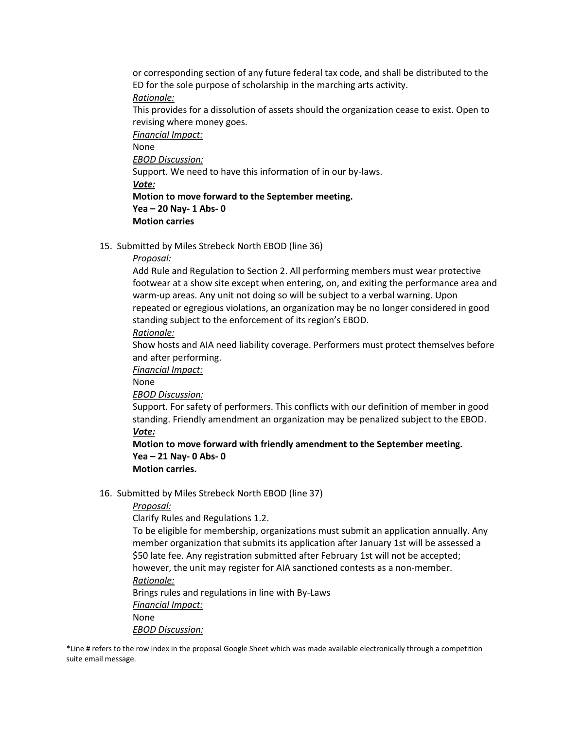or corresponding section of any future federal tax code, and shall be distributed to the ED for the sole purpose of scholarship in the marching arts activity.

*Rationale:*

This provides for a dissolution of assets should the organization cease to exist. Open to revising where money goes.

*Financial Impact:*

None

*EBOD Discussion:*

Support. We need to have this information of in our by-laws.

***Vote:***

**Motion to move forward to the September meeting.**

**Yea – 20 Nay- 1 Abs- 0**

**Motion carries**

15. Submitted by Miles Strebeck North EBOD (line 36)

    *Proposal:*

    Add Rule and Regulation to Section 2. All performing members must wear protective footwear at a show site except when entering, on, and exiting the performance area and warm-up areas. Any unit not doing so will be subject to a verbal warning. Upon repeated or egregious violations, an organization may be no longer considered in good standing subject to the enforcement of its region's EBOD.

    *Rationale:*

    Show hosts and AIA need liability coverage. Performers must protect themselves before and after performing.

    *Financial Impact:*

    None

    *EBOD Discussion:*

    Support. For safety of performers. This conflicts with our definition of member in good standing. Friendly amendment an organization may be penalized subject to the EBOD.

    ***Vote:***

    **Motion to move forward with friendly amendment to the September meeting.**

    **Yea – 21 Nay- 0 Abs- 0**

    **Motion carries.**

16. Submitted by Miles Strebeck North EBOD (line 37)

    *Proposal:*

    Clarify Rules and Regulations 1.2.

    To be eligible for membership, organizations must submit an application annually. Any member organization that submits its application after January 1st will be assessed a $50 late fee. Any registration submitted after February 1st will not be accepted; however, the unit may register for AIA sanctioned contests as a non-member.

    *Rationale:*

    Brings rules and regulations in line with By-Laws

    *Financial Impact:*

    None

    *EBOD Discussion:*

*Line # refers to the row index in the proposal Google Sheet which was made available electronically through a competition suite email message.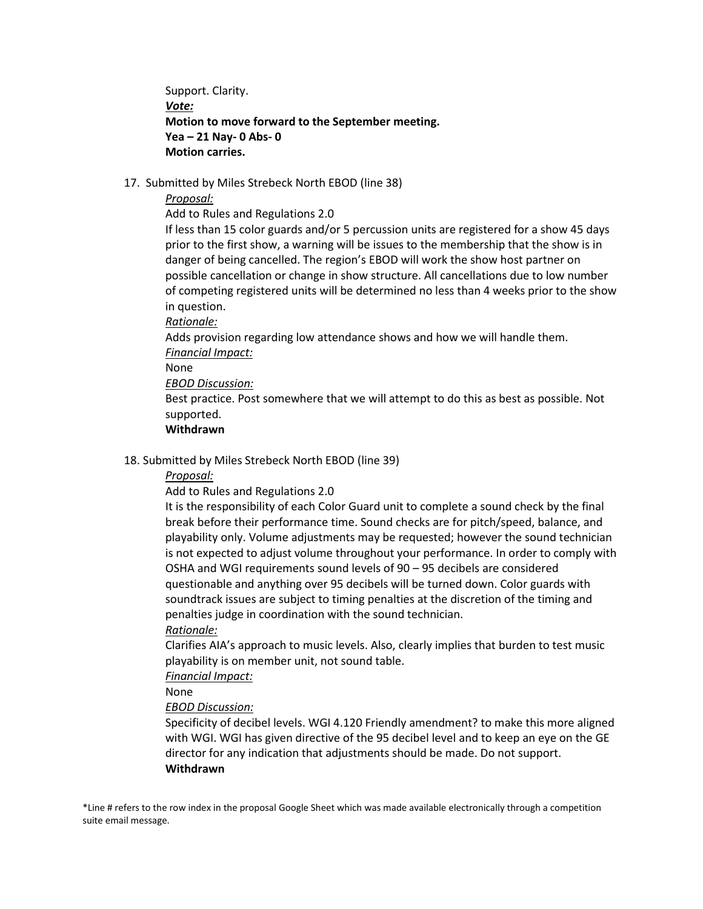Support. Clarity.

***Vote:***

**Motion to move forward to the September meeting.**

**Yea – 21 Nay- 0 Abs- 0**

**Motion carries.**

17. Submitted by Miles Strebeck North EBOD (line 38)

    *Proposal:*

    Add to Rules and Regulations 2.0

    If less than 15 color guards and/or 5 percussion units are registered for a show 45 days prior to the first show, a warning will be issues to the membership that the show is in danger of being cancelled. The region's EBOD will work the show host partner on possible cancellation or change in show structure. All cancellations due to low number of competing registered units will be determined no less than 4 weeks prior to the show in question.

    *Rationale:*

    Adds provision regarding low attendance shows and how we will handle them.

    *Financial Impact:*

    None

    *EBOD Discussion:*

    Best practice. Post somewhere that we will attempt to do this as best as possible. Not supported.

    **Withdrawn**

18. Submitted by Miles Strebeck North EBOD (line 39)

    *Proposal:*

    Add to Rules and Regulations 2.0

    It is the responsibility of each Color Guard unit to complete a sound check by the final break before their performance time. Sound checks are for pitch/speed, balance, and playability only. Volume adjustments may be requested; however the sound technician is not expected to adjust volume throughout your performance. In order to comply with OSHA and WGI requirements sound levels of 90 – 95 decibels are considered questionable and anything over 95 decibels will be turned down. Color guards with soundtrack issues are subject to timing penalties at the discretion of the timing and penalties judge in coordination with the sound technician.

    *Rationale:*

    Clarifies AIA's approach to music levels. Also, clearly implies that burden to test music playability is on member unit, not sound table.

    *Financial Impact:*

    None

    *EBOD Discussion:*

    Specificity of decibel levels. WGI 4.120 Friendly amendment? to make this more aligned with WGI. WGI has given directive of the 95 decibel level and to keep an eye on the GE director for any indication that adjustments should be made. Do not support.

    **Withdrawn**

*Line # refers to the row index in the proposal Google Sheet which was made available electronically through a competition suite email message.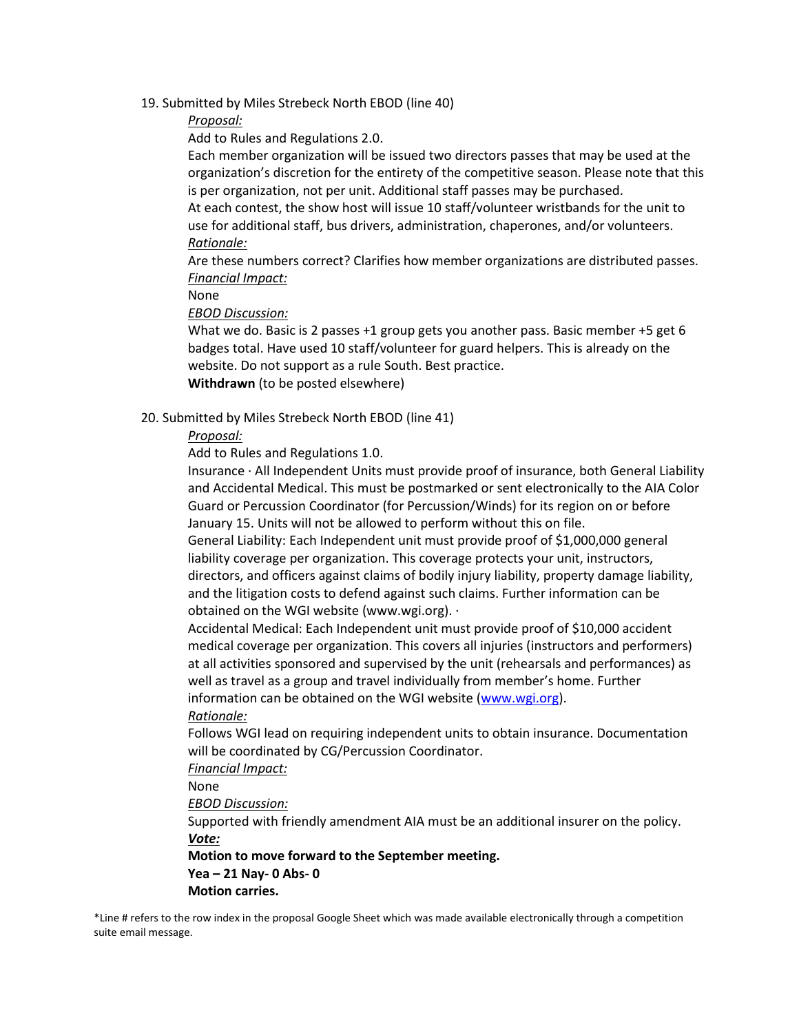19. Submitted by Miles Strebeck North EBOD (line 40)

    *Proposal:*

    Add to Rules and Regulations 2.0.

    Each member organization will be issued two directors passes that may be used at the organization's discretion for the entirety of the competitive season. Please note that this is per organization, not per unit. Additional staff passes may be purchased.

    At each contest, the show host will issue 10 staff/volunteer wristbands for the unit to use for additional staff, bus drivers, administration, chaperones, and/or volunteers.

    *Rationale:*

    Are these numbers correct? Clarifies how member organizations are distributed passes.

    *Financial Impact:*

    None

    *EBOD Discussion:*

    What we do. Basic is 2 passes +1 group gets you another pass. Basic member +5 get 6 badges total. Have used 10 staff/volunteer for guard helpers. This is already on the website. Do not support as a rule South. Best practice.

    **Withdrawn** (to be posted elsewhere)

20. Submitted by Miles Strebeck North EBOD (line 41)

    *Proposal:*

    Add to Rules and Regulations 1.0.

    Insurance · All Independent Units must provide proof of insurance, both General Liability and Accidental Medical. This must be postmarked or sent electronically to the AIA Color Guard or Percussion Coordinator (for Percussion/Winds) for its region on or before January 15. Units will not be allowed to perform without this on file.

    General Liability: Each Independent unit must provide proof of $1,000,000 general liability coverage per organization. This coverage protects your unit, instructors, directors, and officers against claims of bodily injury liability, property damage liability, and the litigation costs to defend against such claims. Further information can be obtained on the WGI website (www.wgi.org). ·

    Accidental Medical: Each Independent unit must provide proof of $10,000 accident medical coverage per organization. This covers all injuries (instructors and performers) at all activities sponsored and supervised by the unit (rehearsals and performances) as well as travel as a group and travel individually from member's home. Further information can be obtained on the WGI website (www.wgi.org).

    *Rationale:*

    Follows WGI lead on requiring independent units to obtain insurance. Documentation will be coordinated by CG/Percussion Coordinator.

    *Financial Impact:*

    None

    *EBOD Discussion:*

    Supported with friendly amendment AIA must be an additional insurer on the policy.

    ***Vote:***

    **Motion to move forward to the September meeting.**

    **Yea – 21 Nay- 0 Abs- 0**

    **Motion carries.**

*Line # refers to the row index in the proposal Google Sheet which was made available electronically through a competition suite email message.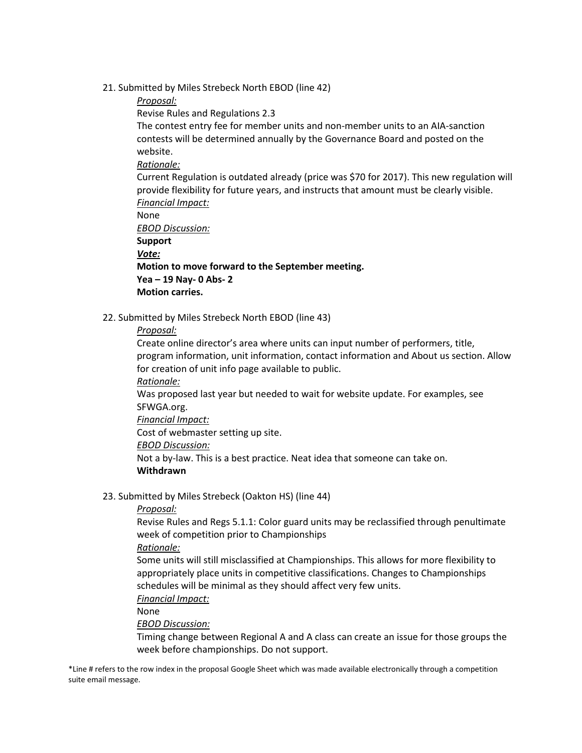21. Submitted by Miles Strebeck North EBOD (line 42)

*Proposal:*

Revise Rules and Regulations 2.3

The contest entry fee for member units and non-member units to an AIA-sanction contests will be determined annually by the Governance Board and posted on the website.

*Rationale:*

Current Regulation is outdated already (price was $70 for 2017). This new regulation will provide flexibility for future years, and instructs that amount must be clearly visible.

*Financial Impact:*

None

*EBOD Discussion:*

**Support**

***Vote:***

**Motion to move forward to the September meeting.**

**Yea – 19 Nay- 0 Abs- 2**

**Motion carries.**

22. Submitted by Miles Strebeck North EBOD (line 43)

*Proposal:*

Create online director's area where units can input number of performers, title, program information, unit information, contact information and About us section. Allow for creation of unit info page available to public.

*Rationale:*

Was proposed last year but needed to wait for website update. For examples, see SFWGA.org.

*Financial Impact:*

Cost of webmaster setting up site.

*EBOD Discussion:*

Not a by-law. This is a best practice. Neat idea that someone can take on.

**Withdrawn**

23. Submitted by Miles Strebeck (Oakton HS) (line 44)

*Proposal:*

Revise Rules and Regs 5.1.1: Color guard units may be reclassified through penultimate week of competition prior to Championships

*Rationale:*

Some units will still misclassified at Championships. This allows for more flexibility to appropriately place units in competitive classifications. Changes to Championships schedules will be minimal as they should affect very few units.

*Financial Impact:*

None

*EBOD Discussion:*

Timing change between Regional A and A class can create an issue for those groups the week before championships. Do not support.

*Line # refers to the row index in the proposal Google Sheet which was made available electronically through a competition suite email message.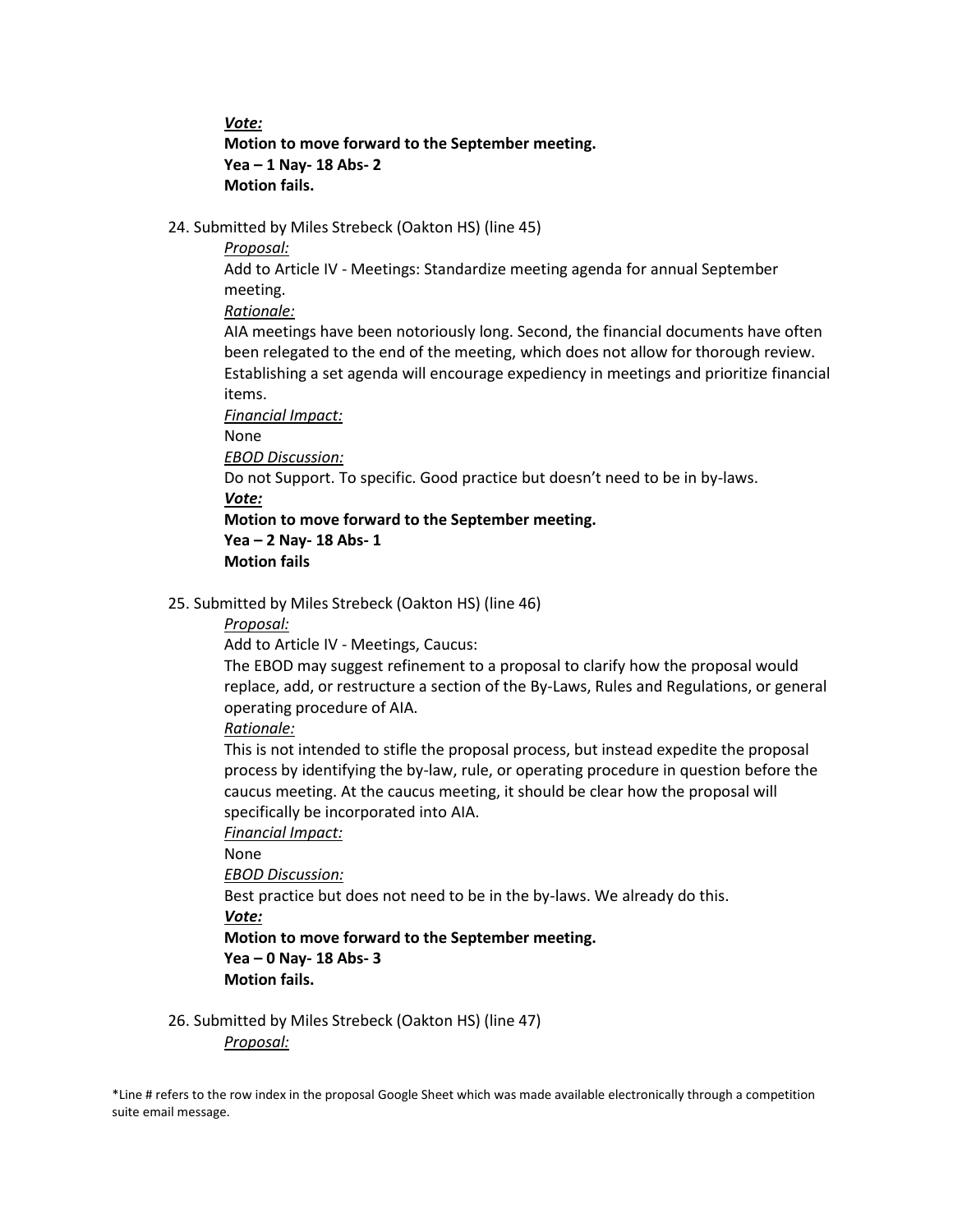***Vote:***

**Motion to move forward to the September meeting.**
**Yea – 1 Nay- 18 Abs- 2**
**Motion fails.**

24. Submitted by Miles Strebeck (Oakton HS) (line 45)

    *Proposal:*

    Add to Article IV - Meetings: Standardize meeting agenda for annual September meeting.

    *Rationale:*

    AIA meetings have been notoriously long. Second, the financial documents have often been relegated to the end of the meeting, which does not allow for thorough review. Establishing a set agenda will encourage expediency in meetings and prioritize financial items.

    *Financial Impact:*

    None

    *EBOD Discussion:*

    Do not Support. To specific. Good practice but doesn't need to be in by-laws.

    ***Vote:***

    **Motion to move forward to the September meeting.**
    **Yea – 2 Nay- 18 Abs- 1**
    **Motion fails**

25. Submitted by Miles Strebeck (Oakton HS) (line 46)

    *Proposal:*

    Add to Article IV - Meetings, Caucus:
    The EBOD may suggest refinement to a proposal to clarify how the proposal would replace, add, or restructure a section of the By-Laws, Rules and Regulations, or general operating procedure of AIA.

    *Rationale:*

    This is not intended to stifle the proposal process, but instead expedite the proposal process by identifying the by-law, rule, or operating procedure in question before the caucus meeting. At the caucus meeting, it should be clear how the proposal will specifically be incorporated into AIA.

    *Financial Impact:*

    None

    *EBOD Discussion:*

    Best practice but does not need to be in the by-laws. We already do this.

    ***Vote:***

    **Motion to move forward to the September meeting.**
    **Yea – 0 Nay- 18 Abs- 3**
    **Motion fails.**

26. Submitted by Miles Strebeck (Oakton HS) (line 47)

    *Proposal:*

*Line # refers to the row index in the proposal Google Sheet which was made available electronically through a competition suite email message.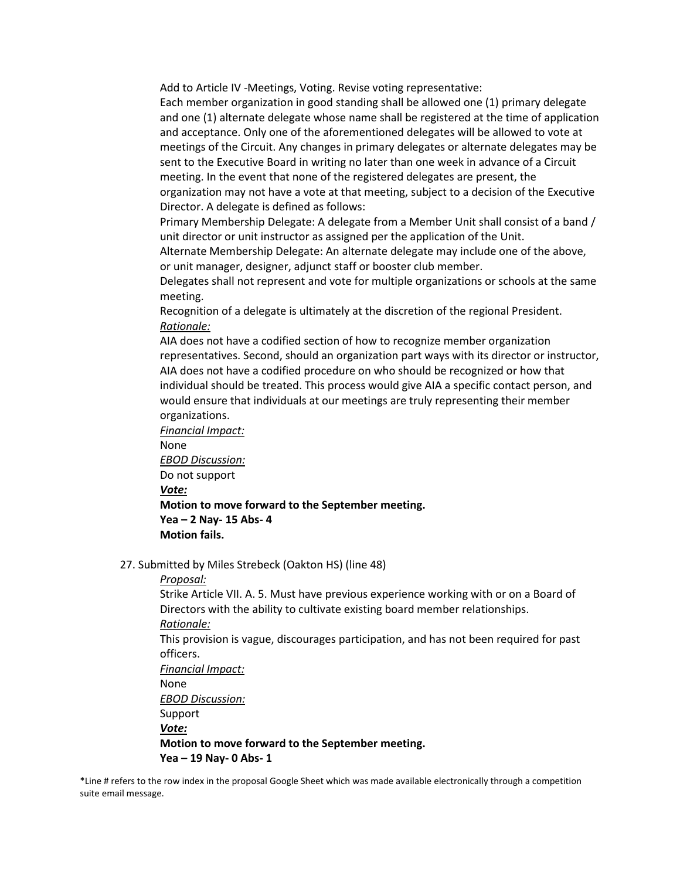Add to Article IV -Meetings, Voting. Revise voting representative:

Each member organization in good standing shall be allowed one (1) primary delegate and one (1) alternate delegate whose name shall be registered at the time of application and acceptance. Only one of the aforementioned delegates will be allowed to vote at meetings of the Circuit. Any changes in primary delegates or alternate delegates may be sent to the Executive Board in writing no later than one week in advance of a Circuit meeting. In the event that none of the registered delegates are present, the organization may not have a vote at that meeting, subject to a decision of the Executive Director. A delegate is defined as follows:

Primary Membership Delegate: A delegate from a Member Unit shall consist of a band / unit director or unit instructor as assigned per the application of the Unit.

Alternate Membership Delegate: An alternate delegate may include one of the above, or unit manager, designer, adjunct staff or booster club member.

Delegates shall not represent and vote for multiple organizations or schools at the same meeting.

Recognition of a delegate is ultimately at the discretion of the regional President.

*Rationale:*

AIA does not have a codified section of how to recognize member organization representatives. Second, should an organization part ways with its director or instructor, AIA does not have a codified procedure on who should be recognized or how that individual should be treated. This process would give AIA a specific contact person, and would ensure that individuals at our meetings are truly representing their member organizations.

*Financial Impact:*

None

*EBOD Discussion:*

Do not support

***Vote:***

**Motion to move forward to the September meeting.**

**Yea – 2 Nay- 15 Abs- 4**

**Motion fails.**

27. Submitted by Miles Strebeck (Oakton HS) (line 48)

*Proposal:*

Strike Article VII. A. 5. Must have previous experience working with or on a Board of Directors with the ability to cultivate existing board member relationships.

*Rationale:*

This provision is vague, discourages participation, and has not been required for past officers.

*Financial Impact:*

None

*EBOD Discussion:*

Support

***Vote:***

**Motion to move forward to the September meeting.**

**Yea – 19 Nay- 0 Abs- 1**

*Line # refers to the row index in the proposal Google Sheet which was made available electronically through a competition suite email message.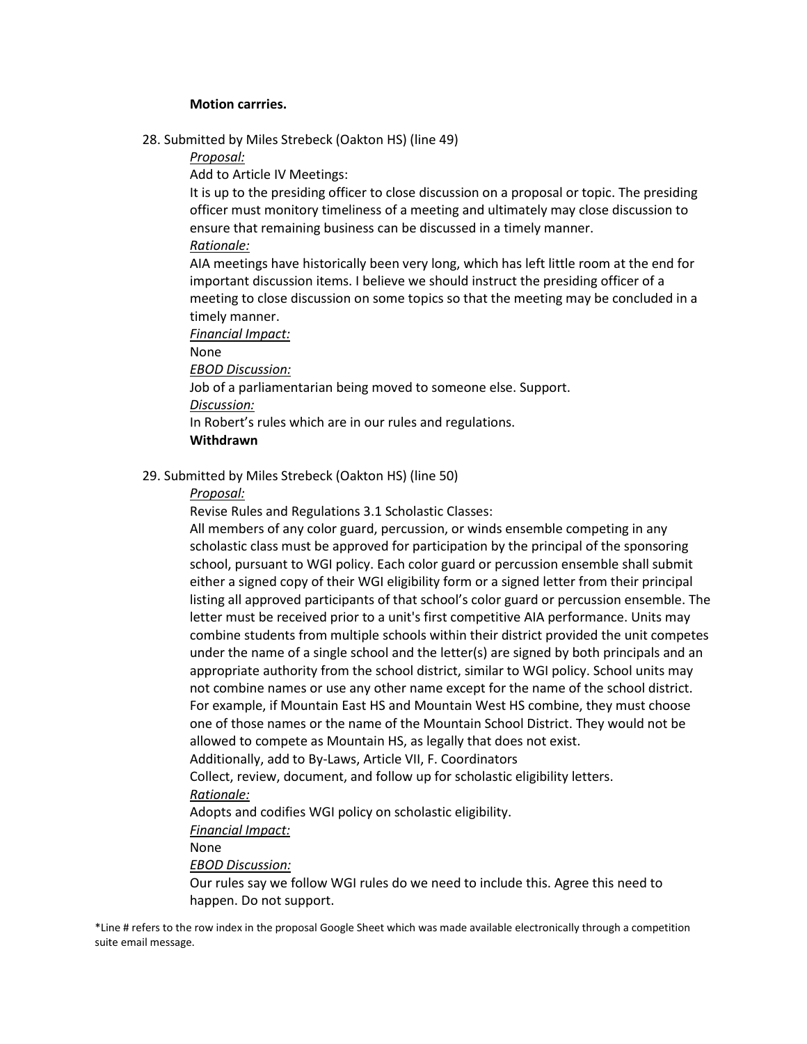**Motion carrries.**

28. Submitted by Miles Strebeck (Oakton HS) (line 49)

    _Proposal:_

    Add to Article IV Meetings:

    It is up to the presiding officer to close discussion on a proposal or topic. The presiding officer must monitory timeliness of a meeting and ultimately may close discussion to ensure that remaining business can be discussed in a timely manner.

    _Rationale:_

    AIA meetings have historically been very long, which has left little room at the end for important discussion items. I believe we should instruct the presiding officer of a meeting to close discussion on some topics so that the meeting may be concluded in a timely manner.

    _Financial Impact:_

    None

    _EBOD Discussion:_

    Job of a parliamentarian being moved to someone else. Support.

    _Discussion:_

    In Robert's rules which are in our rules and regulations.

    **Withdrawn**

29. Submitted by Miles Strebeck (Oakton HS) (line 50)

    _Proposal:_

    Revise Rules and Regulations 3.1 Scholastic Classes:

    All members of any color guard, percussion, or winds ensemble competing in any scholastic class must be approved for participation by the principal of the sponsoring school, pursuant to WGI policy. Each color guard or percussion ensemble shall submit either a signed copy of their WGI eligibility form or a signed letter from their principal listing all approved participants of that school's color guard or percussion ensemble. The letter must be received prior to a unit's first competitive AIA performance. Units may combine students from multiple schools within their district provided the unit competes under the name of a single school and the letter(s) are signed by both principals and an appropriate authority from the school district, similar to WGI policy. School units may not combine names or use any other name except for the name of the school district. For example, if Mountain East HS and Mountain West HS combine, they must choose one of those names or the name of the Mountain School District. They would not be allowed to compete as Mountain HS, as legally that does not exist.

    Additionally, add to By-Laws, Article VII, F. Coordinators

    Collect, review, document, and follow up for scholastic eligibility letters.

    _Rationale:_

    Adopts and codifies WGI policy on scholastic eligibility.

    _Financial Impact:_

    None

    _EBOD Discussion:_

    Our rules say we follow WGI rules do we need to include this. Agree this need to happen. Do not support.

*Line # refers to the row index in the proposal Google Sheet which was made available electronically through a competition suite email message.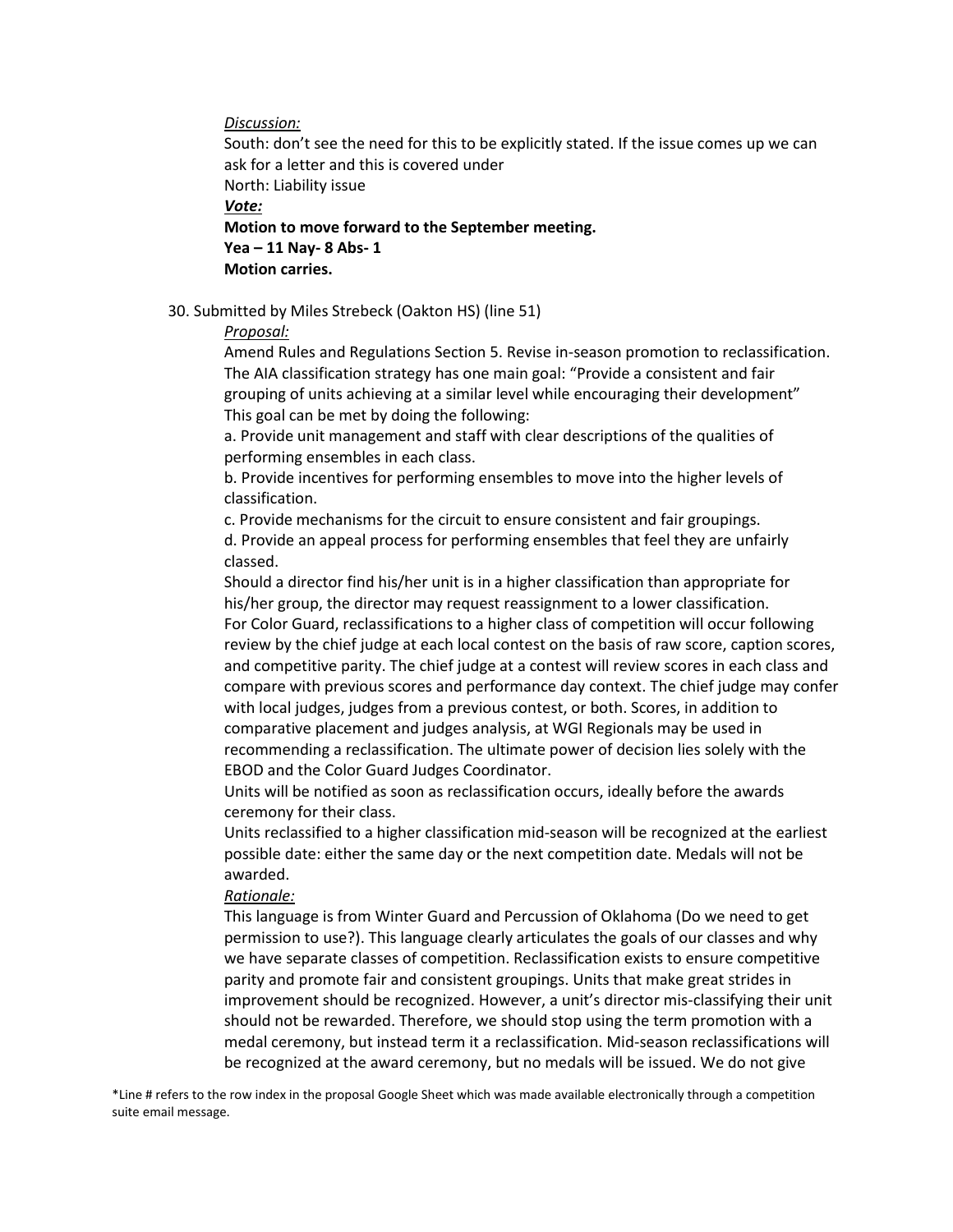*Discussion:*

South: don't see the need for this to be explicitly stated. If the issue comes up we can ask for a letter and this is covered under

North: Liability issue

***Vote:***

**Motion to move forward to the September meeting.**

**Yea – 11 Nay- 8 Abs- 1**

**Motion carries.**

30. Submitted by Miles Strebeck (Oakton HS) (line 51)

*Proposal:*

Amend Rules and Regulations Section 5. Revise in-season promotion to reclassification. The AIA classification strategy has one main goal: "Provide a consistent and fair grouping of units achieving at a similar level while encouraging their development" This goal can be met by doing the following:

a. Provide unit management and staff with clear descriptions of the qualities of performing ensembles in each class.

b. Provide incentives for performing ensembles to move into the higher levels of classification.

c. Provide mechanisms for the circuit to ensure consistent and fair groupings.

d. Provide an appeal process for performing ensembles that feel they are unfairly classed.

Should a director find his/her unit is in a higher classification than appropriate for his/her group, the director may request reassignment to a lower classification.

For Color Guard, reclassifications to a higher class of competition will occur following review by the chief judge at each local contest on the basis of raw score, caption scores, and competitive parity. The chief judge at a contest will review scores in each class and compare with previous scores and performance day context. The chief judge may confer with local judges, judges from a previous contest, or both. Scores, in addition to comparative placement and judges analysis, at WGI Regionals may be used in recommending a reclassification. The ultimate power of decision lies solely with the EBOD and the Color Guard Judges Coordinator.

Units will be notified as soon as reclassification occurs, ideally before the awards ceremony for their class.

Units reclassified to a higher classification mid-season will be recognized at the earliest possible date: either the same day or the next competition date. Medals will not be awarded.

*Rationale:*

This language is from Winter Guard and Percussion of Oklahoma (Do we need to get permission to use?). This language clearly articulates the goals of our classes and why we have separate classes of competition. Reclassification exists to ensure competitive parity and promote fair and consistent groupings. Units that make great strides in improvement should be recognized. However, a unit's director mis-classifying their unit should not be rewarded. Therefore, we should stop using the term promotion with a medal ceremony, but instead term it a reclassification. Mid-season reclassifications will be recognized at the award ceremony, but no medals will be issued. We do not give

*Line # refers to the row index in the proposal Google Sheet which was made available electronically through a competition suite email message.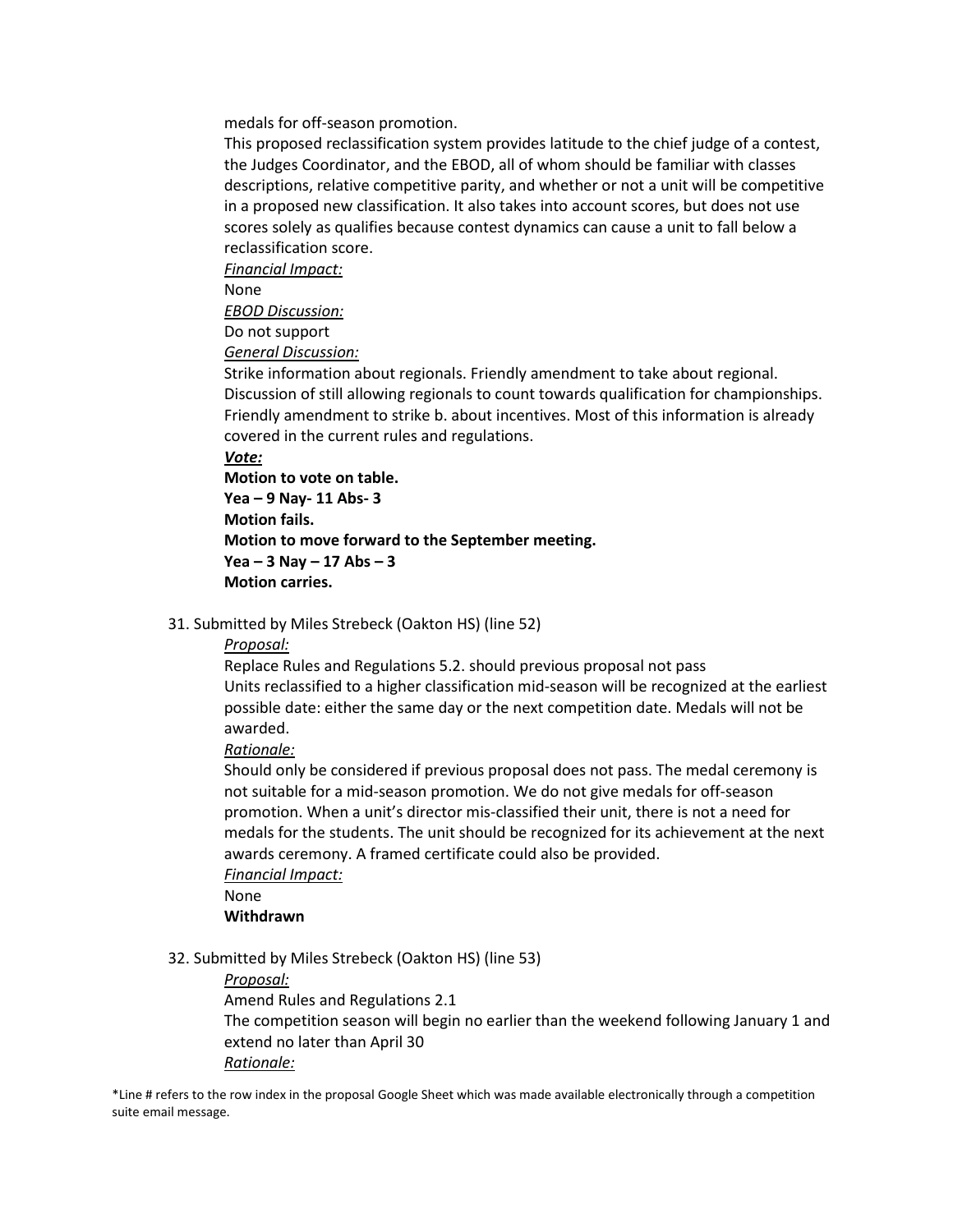medals for off-season promotion.

This proposed reclassification system provides latitude to the chief judge of a contest, the Judges Coordinator, and the EBOD, all of whom should be familiar with classes descriptions, relative competitive parity, and whether or not a unit will be competitive in a proposed new classification. It also takes into account scores, but does not use scores solely as qualifies because contest dynamics can cause a unit to fall below a reclassification score.

*Financial Impact:*

None

*EBOD Discussion:*

Do not support

*General Discussion:*

Strike information about regionals. Friendly amendment to take about regional. Discussion of still allowing regionals to count towards qualification for championships. Friendly amendment to strike b. about incentives. Most of this information is already covered in the current rules and regulations.

***Vote:***

**Motion to vote on table.**

**Yea – 9 Nay- 11 Abs- 3**

**Motion fails.**

**Motion to move forward to the September meeting.**

**Yea – 3 Nay – 17 Abs – 3**

**Motion carries.**

31. Submitted by Miles Strebeck (Oakton HS) (line 52)

*Proposal:*

Replace Rules and Regulations 5.2. should previous proposal not pass

Units reclassified to a higher classification mid-season will be recognized at the earliest possible date: either the same day or the next competition date. Medals will not be awarded.

*Rationale:*

Should only be considered if previous proposal does not pass. The medal ceremony is not suitable for a mid-season promotion. We do not give medals for off-season promotion. When a unit's director mis-classified their unit, there is not a need for medals for the students. The unit should be recognized for its achievement at the next awards ceremony. A framed certificate could also be provided.

*Financial Impact:*

None

**Withdrawn**

32. Submitted by Miles Strebeck (Oakton HS) (line 53)

*Proposal:*

Amend Rules and Regulations 2.1

The competition season will begin no earlier than the weekend following January 1 and extend no later than April 30

*Rationale:*

*Line # refers to the row index in the proposal Google Sheet which was made available electronically through a competition suite email message.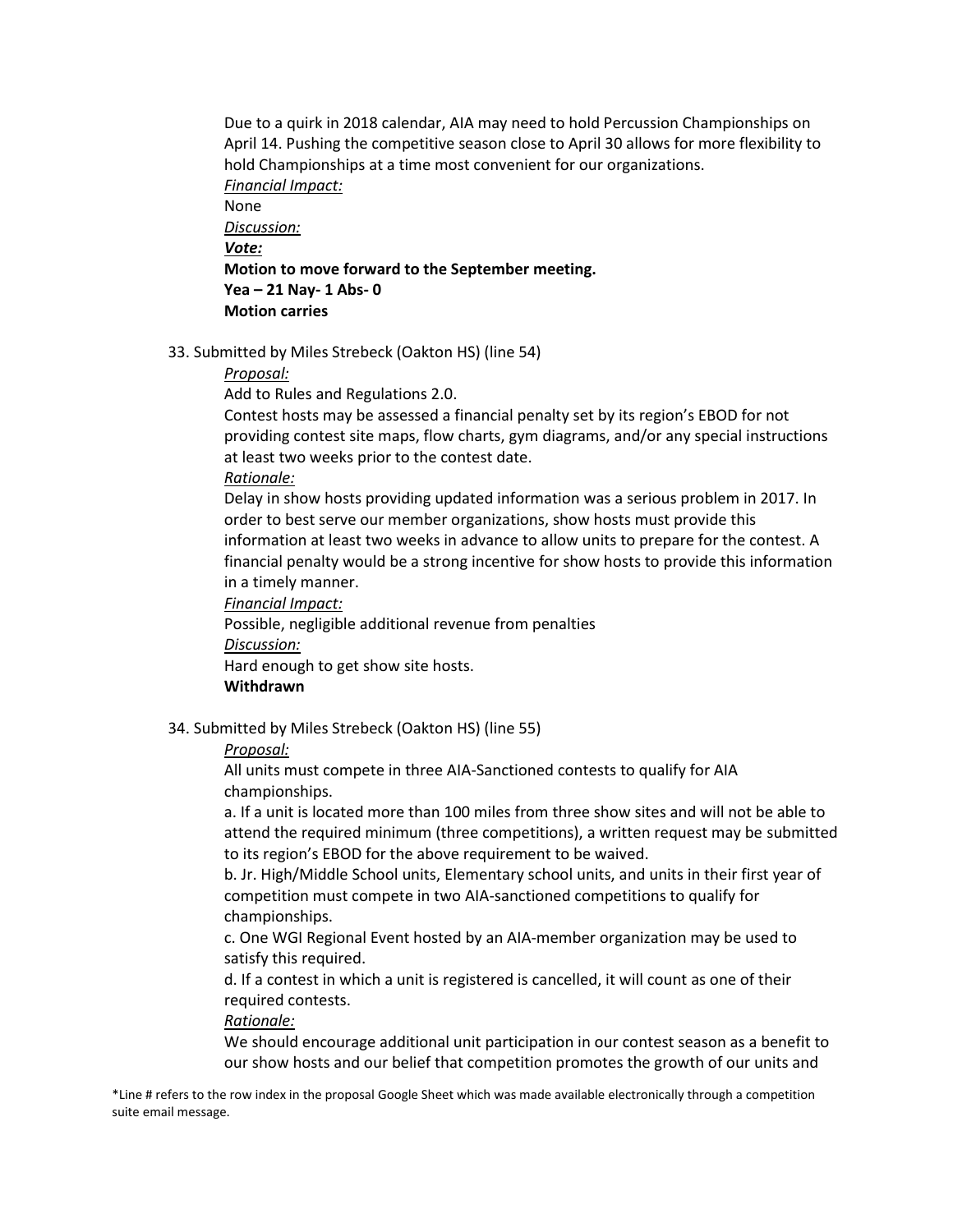Due to a quirk in 2018 calendar, AIA may need to hold Percussion Championships on April 14. Pushing the competitive season close to April 30 allows for more flexibility to hold Championships at a time most convenient for our organizations.

*Financial Impact:*

None

*Discussion:*

***Vote:***

**Motion to move forward to the September meeting.**

**Yea – 21 Nay- 1 Abs- 0**

**Motion carries**

33. Submitted by Miles Strebeck (Oakton HS) (line 54)

*Proposal:*

Add to Rules and Regulations 2.0.

Contest hosts may be assessed a financial penalty set by its region's EBOD for not providing contest site maps, flow charts, gym diagrams, and/or any special instructions at least two weeks prior to the contest date.

*Rationale:*

Delay in show hosts providing updated information was a serious problem in 2017. In order to best serve our member organizations, show hosts must provide this information at least two weeks in advance to allow units to prepare for the contest. A financial penalty would be a strong incentive for show hosts to provide this information in a timely manner.

*Financial Impact:*

Possible, negligible additional revenue from penalties

*Discussion:*

Hard enough to get show site hosts.

**Withdrawn**

34. Submitted by Miles Strebeck (Oakton HS) (line 55)

*Proposal:*

All units must compete in three AIA-Sanctioned contests to qualify for AIA championships.

a. If a unit is located more than 100 miles from three show sites and will not be able to attend the required minimum (three competitions), a written request may be submitted to its region's EBOD for the above requirement to be waived.

b. Jr. High/Middle School units, Elementary school units, and units in their first year of competition must compete in two AIA-sanctioned competitions to qualify for championships.

c. One WGI Regional Event hosted by an AIA-member organization may be used to satisfy this required.

d. If a contest in which a unit is registered is cancelled, it will count as one of their required contests.

*Rationale:*

We should encourage additional unit participation in our contest season as a benefit to our show hosts and our belief that competition promotes the growth of our units and

*Line # refers to the row index in the proposal Google Sheet which was made available electronically through a competition suite email message.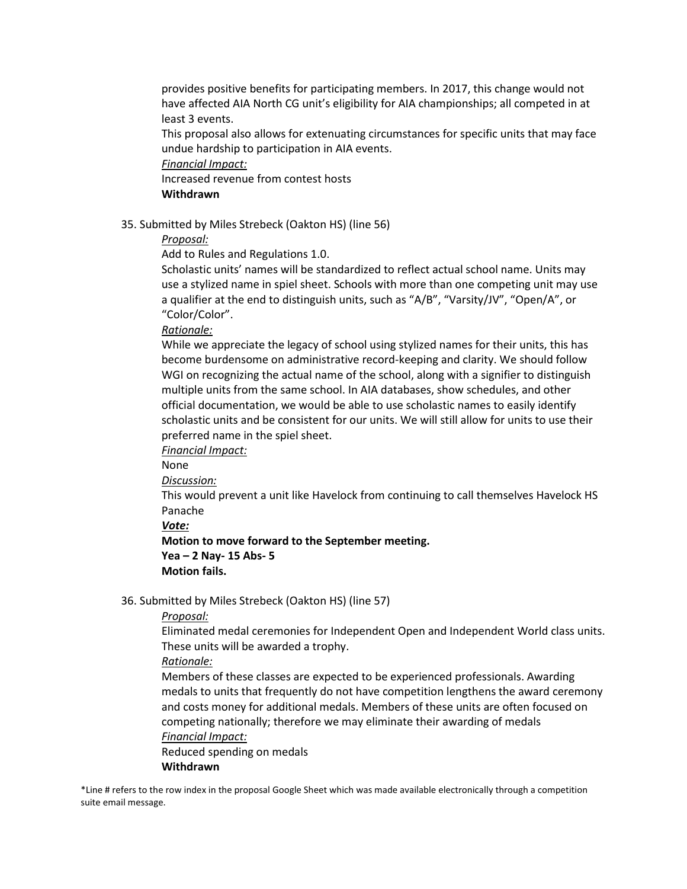provides positive benefits for participating members. In 2017, this change would not have affected AIA North CG unit's eligibility for AIA championships; all competed in at least 3 events.

This proposal also allows for extenuating circumstances for specific units that may face undue hardship to participation in AIA events.

*Financial Impact:*

Increased revenue from contest hosts

**Withdrawn**

35. Submitted by Miles Strebeck (Oakton HS) (line 56)

*Proposal:*

Add to Rules and Regulations 1.0.

Scholastic units' names will be standardized to reflect actual school name. Units may use a stylized name in spiel sheet. Schools with more than one competing unit may use a qualifier at the end to distinguish units, such as "A/B", "Varsity/JV", "Open/A", or "Color/Color".

*Rationale:*

While we appreciate the legacy of school using stylized names for their units, this has become burdensome on administrative record-keeping and clarity. We should follow WGI on recognizing the actual name of the school, along with a signifier to distinguish multiple units from the same school. In AIA databases, show schedules, and other official documentation, we would be able to use scholastic names to easily identify scholastic units and be consistent for our units. We will still allow for units to use their preferred name in the spiel sheet.

*Financial Impact:*

None

*Discussion:*

This would prevent a unit like Havelock from continuing to call themselves Havelock HS Panache

***Vote:***

**Motion to move forward to the September meeting.**

**Yea – 2 Nay- 15 Abs- 5**

**Motion fails.**

36. Submitted by Miles Strebeck (Oakton HS) (line 57)

*Proposal:*

Eliminated medal ceremonies for Independent Open and Independent World class units. These units will be awarded a trophy.

*Rationale:*

Members of these classes are expected to be experienced professionals. Awarding medals to units that frequently do not have competition lengthens the award ceremony and costs money for additional medals. Members of these units are often focused on competing nationally; therefore we may eliminate their awarding of medals

*Financial Impact:*

Reduced spending on medals

**Withdrawn**

*Line # refers to the row index in the proposal Google Sheet which was made available electronically through a competition suite email message.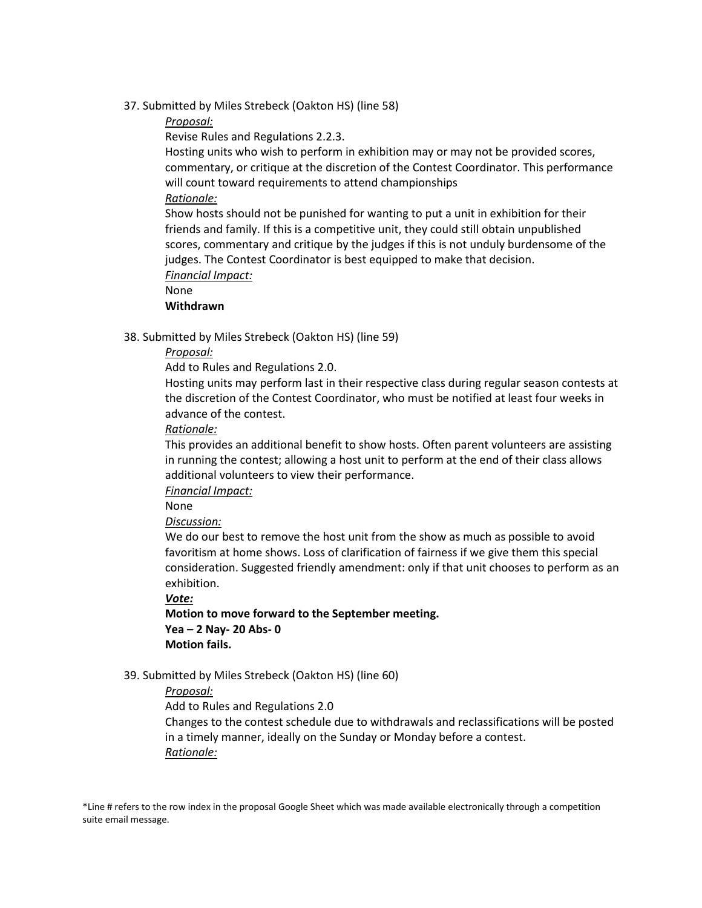37. Submitted by Miles Strebeck (Oakton HS) (line 58)

    *Proposal:*

    Revise Rules and Regulations 2.2.3.

    Hosting units who wish to perform in exhibition may or may not be provided scores, commentary, or critique at the discretion of the Contest Coordinator. This performance will count toward requirements to attend championships

    *Rationale:*

    Show hosts should not be punished for wanting to put a unit in exhibition for their friends and family. If this is a competitive unit, they could still obtain unpublished scores, commentary and critique by the judges if this is not unduly burdensome of the judges. The Contest Coordinator is best equipped to make that decision.

    *Financial Impact:*

    None

    **Withdrawn**

38. Submitted by Miles Strebeck (Oakton HS) (line 59)

    *Proposal:*

    Add to Rules and Regulations 2.0.

    Hosting units may perform last in their respective class during regular season contests at the discretion of the Contest Coordinator, who must be notified at least four weeks in advance of the contest.

    *Rationale:*

    This provides an additional benefit to show hosts. Often parent volunteers are assisting in running the contest; allowing a host unit to perform at the end of their class allows additional volunteers to view their performance.

    *Financial Impact:*

    None

    *Discussion:*

    We do our best to remove the host unit from the show as much as possible to avoid favoritism at home shows. Loss of clarification of fairness if we give them this special consideration. Suggested friendly amendment: only if that unit chooses to perform as an exhibition.

    ***Vote:***

    **Motion to move forward to the September meeting.**

    **Yea – 2 Nay- 20 Abs- 0**

    **Motion fails.**

39. Submitted by Miles Strebeck (Oakton HS) (line 60)

    *Proposal:*

    Add to Rules and Regulations 2.0

    Changes to the contest schedule due to withdrawals and reclassifications will be posted in a timely manner, ideally on the Sunday or Monday before a contest.

    *Rationale:*

*Line # refers to the row index in the proposal Google Sheet which was made available electronically through a competition suite email message.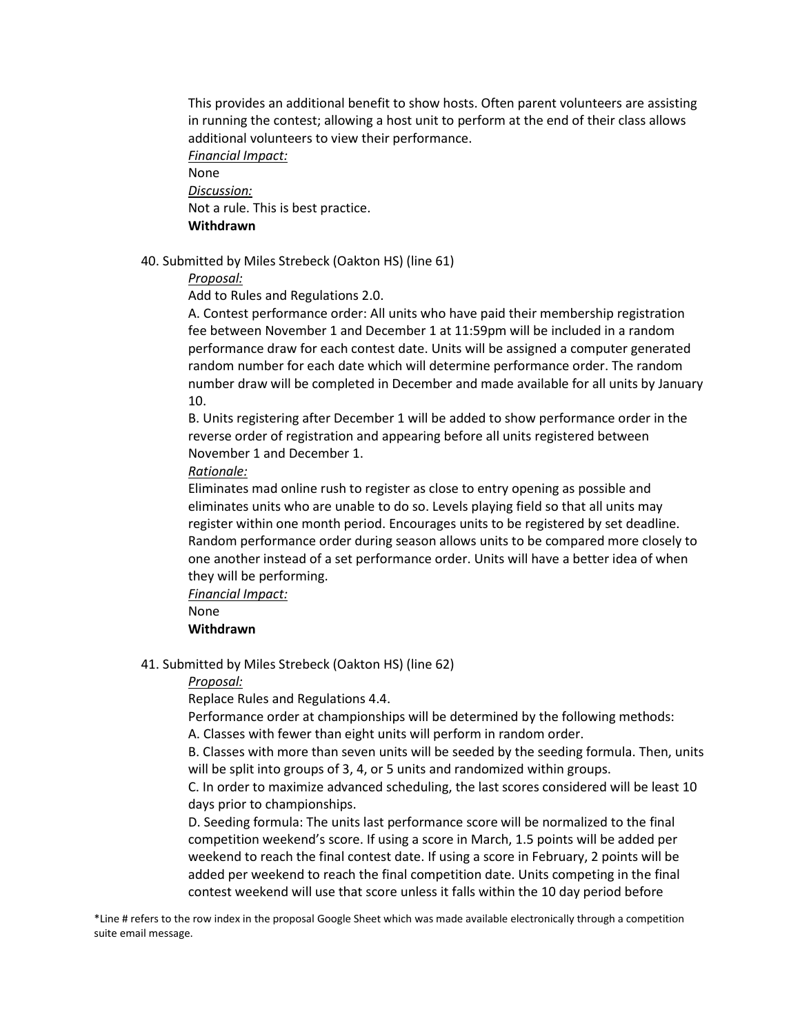This provides an additional benefit to show hosts. Often parent volunteers are assisting in running the contest; allowing a host unit to perform at the end of their class allows additional volunteers to view their performance.

*Financial Impact:*

None

*Discussion:*

Not a rule. This is best practice.

**Withdrawn**

40. Submitted by Miles Strebeck (Oakton HS) (line 61)

*Proposal:*

Add to Rules and Regulations 2.0.

A. Contest performance order: All units who have paid their membership registration fee between November 1 and December 1 at 11:59pm will be included in a random performance draw for each contest date. Units will be assigned a computer generated random number for each date which will determine performance order. The random number draw will be completed in December and made available for all units by January 10.

B. Units registering after December 1 will be added to show performance order in the reverse order of registration and appearing before all units registered between November 1 and December 1.

*Rationale:*

Eliminates mad online rush to register as close to entry opening as possible and eliminates units who are unable to do so. Levels playing field so that all units may register within one month period. Encourages units to be registered by set deadline. Random performance order during season allows units to be compared more closely to one another instead of a set performance order. Units will have a better idea of when they will be performing.

*Financial Impact:*

None

**Withdrawn**

41. Submitted by Miles Strebeck (Oakton HS) (line 62)

*Proposal:*

Replace Rules and Regulations 4.4.

Performance order at championships will be determined by the following methods:

A. Classes with fewer than eight units will perform in random order.

B. Classes with more than seven units will be seeded by the seeding formula. Then, units will be split into groups of 3, 4, or 5 units and randomized within groups.

C. In order to maximize advanced scheduling, the last scores considered will be least 10 days prior to championships.

D. Seeding formula: The units last performance score will be normalized to the final competition weekend's score. If using a score in March, 1.5 points will be added per weekend to reach the final contest date. If using a score in February, 2 points will be added per weekend to reach the final competition date. Units competing in the final contest weekend will use that score unless it falls within the 10 day period before

*Line # refers to the row index in the proposal Google Sheet which was made available electronically through a competition suite email message.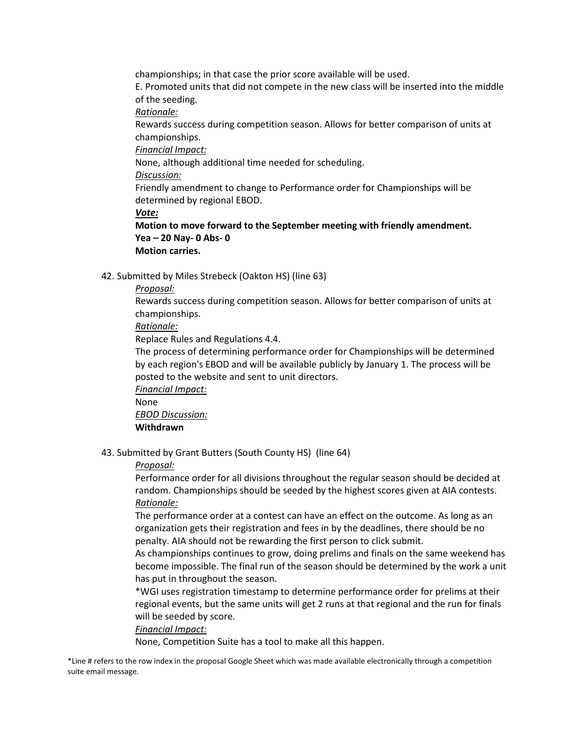championships; in that case the prior score available will be used.

E. Promoted units that did not compete in the new class will be inserted into the middle of the seeding.

*Rationale:*

Rewards success during competition season. Allows for better comparison of units at championships.

*Financial Impact:*

None, although additional time needed for scheduling.

*Discussion:*

Friendly amendment to change to Performance order for Championships will be determined by regional EBOD.

***Vote:***

**Motion to move forward to the September meeting with friendly amendment.**

**Yea – 20 Nay- 0 Abs- 0**

**Motion carries.**

42. Submitted by Miles Strebeck (Oakton HS) (line 63)

*Proposal:*

Rewards success during competition season. Allows for better comparison of units at championships.

*Rationale:*

Replace Rules and Regulations 4.4.

The process of determining performance order for Championships will be determined by each region's EBOD and will be available publicly by January 1. The process will be posted to the website and sent to unit directors.

*Financial Impact:*

None

*EBOD Discussion:*

**Withdrawn**

43. Submitted by Grant Butters (South County HS) (line 64)

*Proposal:*

Performance order for all divisions throughout the regular season should be decided at random. Championships should be seeded by the highest scores given at AIA contests.

*Rationale:*

The performance order at a contest can have an effect on the outcome. As long as an organization gets their registration and fees in by the deadlines, there should be no penalty. AIA should not be rewarding the first person to click submit.

As championships continues to grow, doing prelims and finals on the same weekend has become impossible. The final run of the season should be determined by the work a unit has put in throughout the season.

*WGI uses registration timestamp to determine performance order for prelims at their regional events, but the same units will get 2 runs at that regional and the run for finals will be seeded by score.

*Financial Impact:*

None, Competition Suite has a tool to make all this happen.

*Line # refers to the row index in the proposal Google Sheet which was made available electronically through a competition suite email message.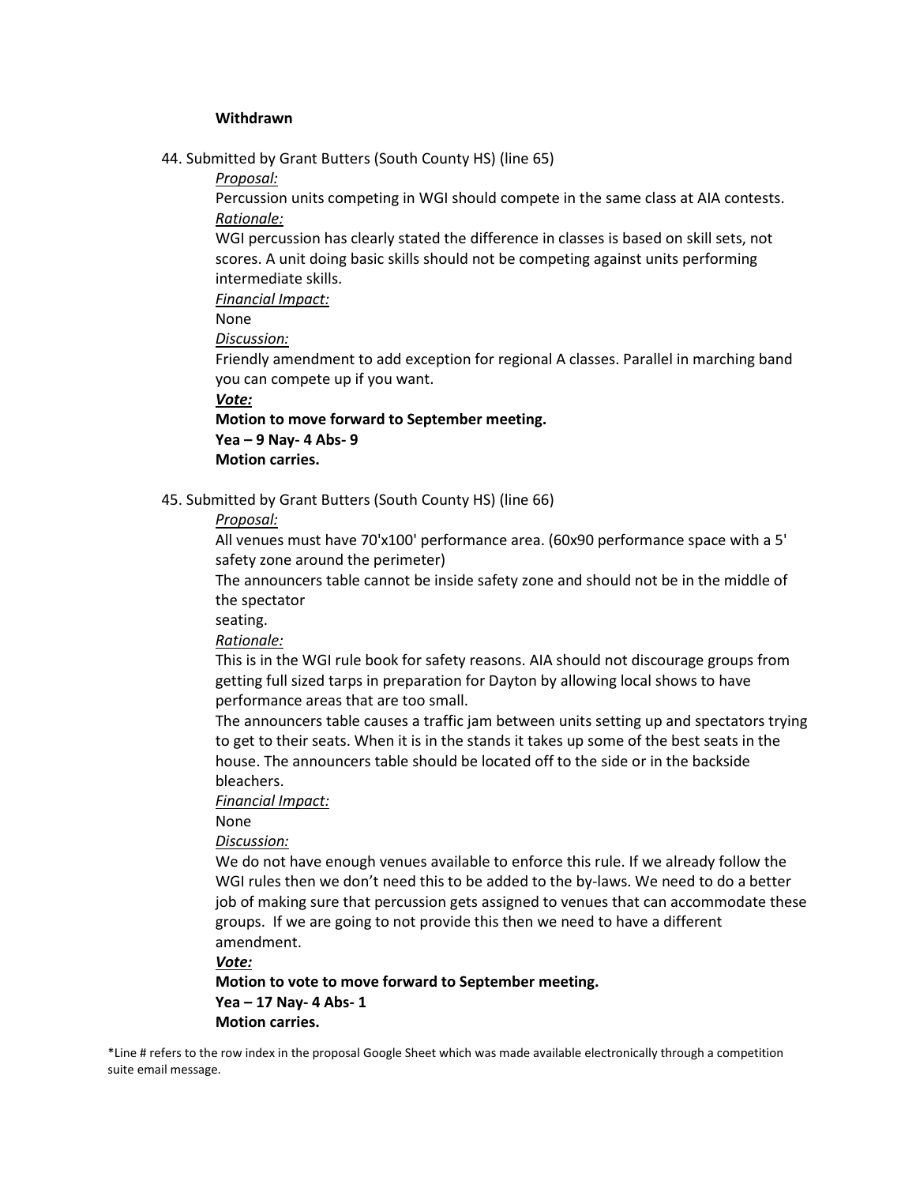**Withdrawn**

44. Submitted by Grant Butters (South County HS) (line 65)

    *Proposal:*

    Percussion units competing in WGI should compete in the same class at AIA contests.

    *Rationale:*

    WGI percussion has clearly stated the difference in classes is based on skill sets, not scores. A unit doing basic skills should not be competing against units performing intermediate skills.

    *Financial Impact:*

    None

    *Discussion:*

    Friendly amendment to add exception for regional A classes. Parallel in marching band you can compete up if you want.

    ***Vote:***

    **Motion to move forward to September meeting.**
    **Yea – 9 Nay- 4 Abs- 9**
    **Motion carries.**

45. Submitted by Grant Butters (South County HS) (line 66)

    *Proposal:*

    All venues must have 70'x100' performance area. (60x90 performance space with a 5' safety zone around the perimeter)

    The announcers table cannot be inside safety zone and should not be in the middle of the spectator
    seating.

    *Rationale:*

    This is in the WGI rule book for safety reasons. AIA should not discourage groups from getting full sized tarps in preparation for Dayton by allowing local shows to have performance areas that are too small.

    The announcers table causes a traffic jam between units setting up and spectators trying to get to their seats. When it is in the stands it takes up some of the best seats in the house. The announcers table should be located off to the side or in the backside bleachers.

    *Financial Impact:*

    None

    *Discussion:*

    We do not have enough venues available to enforce this rule. If we already follow the WGI rules then we don't need this to be added to the by-laws. We need to do a better job of making sure that percussion gets assigned to venues that can accommodate these groups. If we are going to not provide this then we need to have a different amendment.

    ***Vote:***

    **Motion to vote to move forward to September meeting.**
    **Yea – 17 Nay- 4 Abs- 1**
    **Motion carries.**

*Line # refers to the row index in the proposal Google Sheet which was made available electronically through a competition suite email message.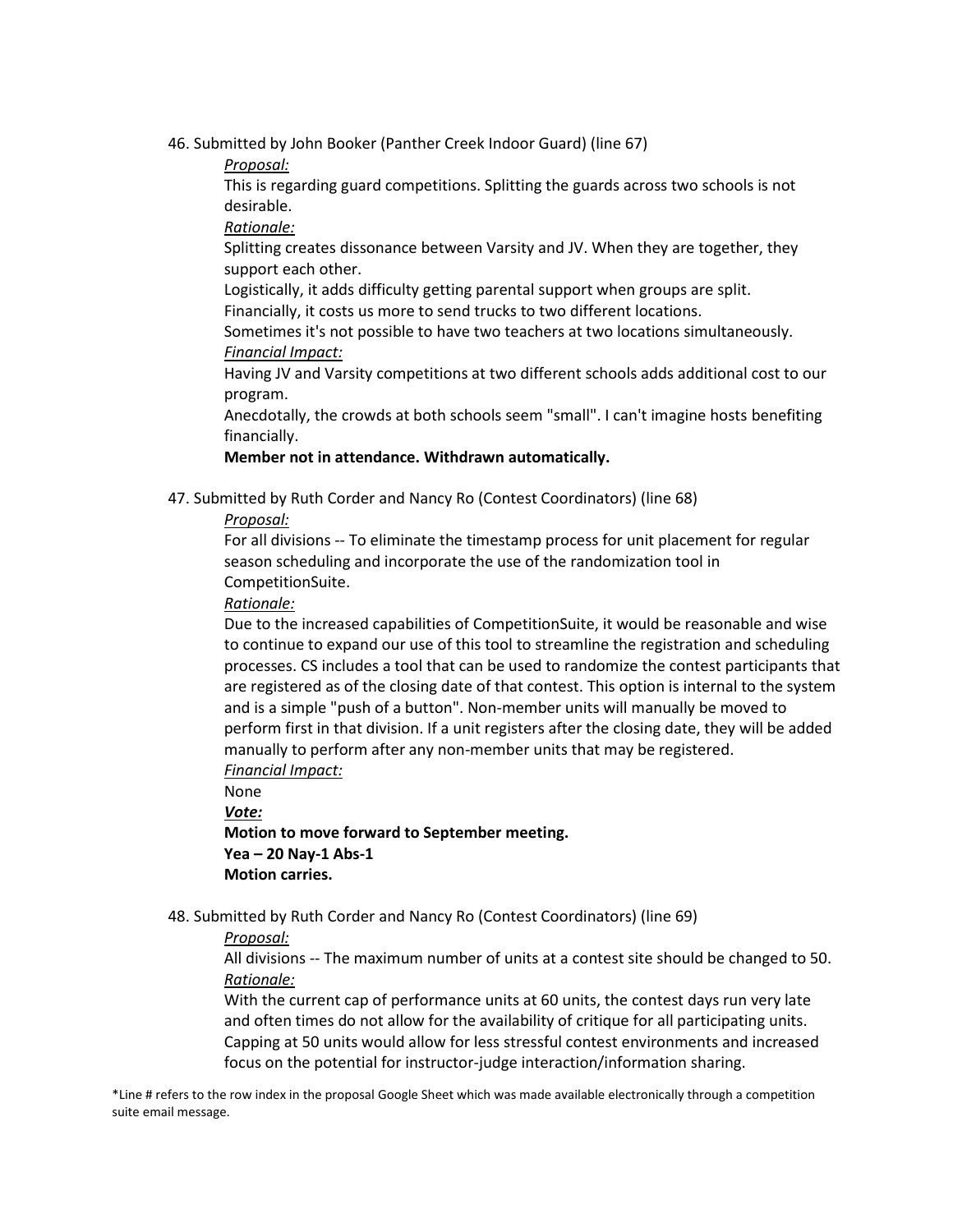46. Submitted by John Booker (Panther Creek Indoor Guard) (line 67)

    *Proposal:*

    This is regarding guard competitions. Splitting the guards across two schools is not desirable.

    *Rationale:*

    Splitting creates dissonance between Varsity and JV. When they are together, they support each other.

    Logistically, it adds difficulty getting parental support when groups are split.

    Financially, it costs us more to send trucks to two different locations.

    Sometimes it's not possible to have two teachers at two locations simultaneously.

    *Financial Impact:*

    Having JV and Varsity competitions at two different schools adds additional cost to our program.

    Anecdotally, the crowds at both schools seem "small". I can't imagine hosts benefiting financially.

    **Member not in attendance. Withdrawn automatically.**

47. Submitted by Ruth Corder and Nancy Ro (Contest Coordinators) (line 68)

    *Proposal:*

    For all divisions -- To eliminate the timestamp process for unit placement for regular season scheduling and incorporate the use of the randomization tool in CompetitionSuite.

    *Rationale:*

    Due to the increased capabilities of CompetitionSuite, it would be reasonable and wise to continue to expand our use of this tool to streamline the registration and scheduling processes. CS includes a tool that can be used to randomize the contest participants that are registered as of the closing date of that contest. This option is internal to the system and is a simple "push of a button". Non-member units will manually be moved to perform first in that division. If a unit registers after the closing date, they will be added manually to perform after any non-member units that may be registered.

    *Financial Impact:*

    None

    ***Vote:***

    **Motion to move forward to September meeting.**

    **Yea – 20 Nay-1 Abs-1**

    **Motion carries.**

48. Submitted by Ruth Corder and Nancy Ro (Contest Coordinators) (line 69)

    *Proposal:*

    All divisions -- The maximum number of units at a contest site should be changed to 50.

    *Rationale:*

    With the current cap of performance units at 60 units, the contest days run very late and often times do not allow for the availability of critique for all participating units. Capping at 50 units would allow for less stressful contest environments and increased focus on the potential for instructor-judge interaction/information sharing.

*Line # refers to the row index in the proposal Google Sheet which was made available electronically through a competition suite email message.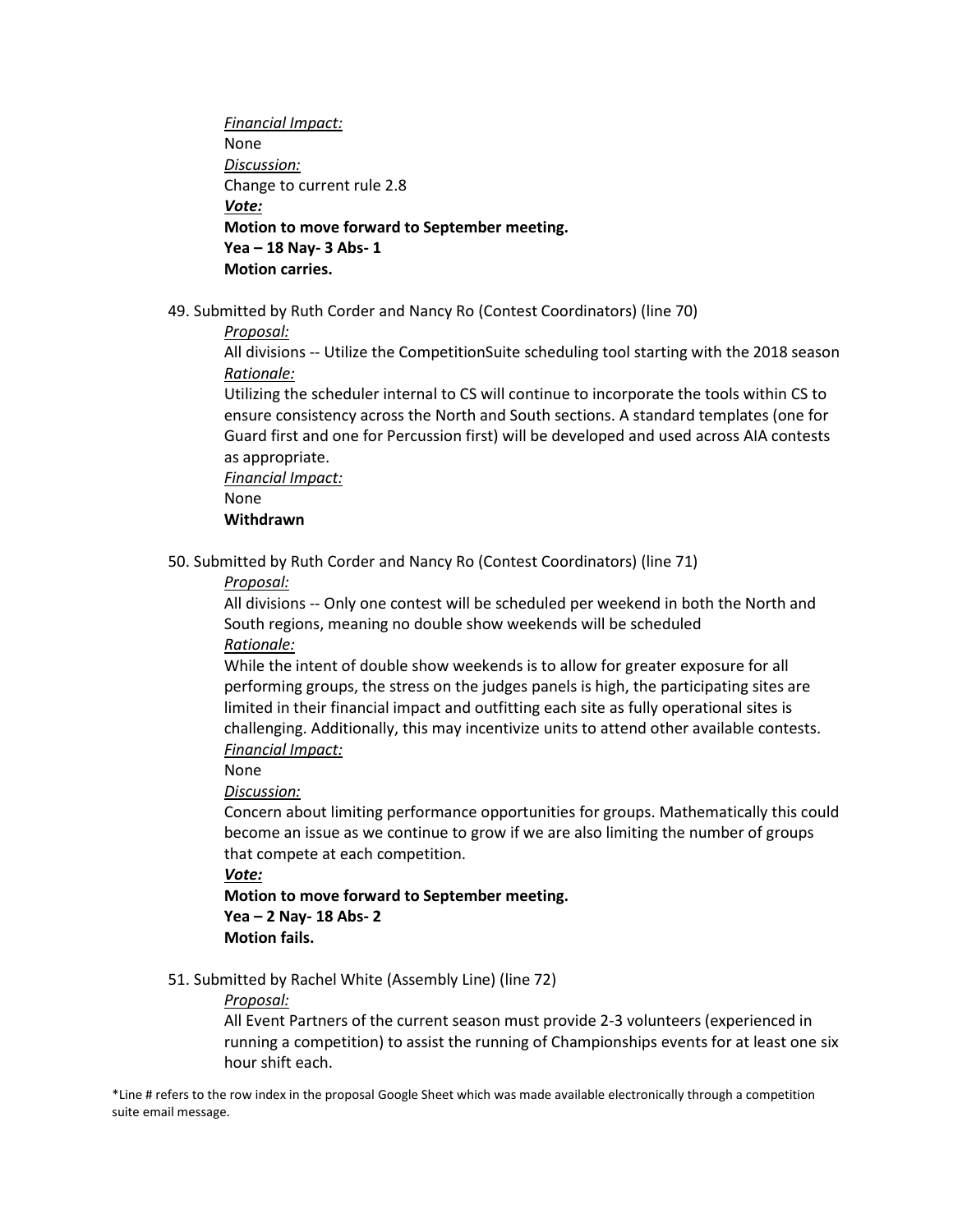*Financial Impact:*
None
*Discussion:*
Change to current rule 2.8
***Vote:***
**Motion to move forward to September meeting.**
**Yea – 18 Nay- 3 Abs- 1**
**Motion carries.**

49. Submitted by Ruth Corder and Nancy Ro (Contest Coordinators) (line 70)

    *Proposal:*
    All divisions -- Utilize the CompetitionSuite scheduling tool starting with the 2018 season
    *Rationale:*
    Utilizing the scheduler internal to CS will continue to incorporate the tools within CS to ensure consistency across the North and South sections. A standard templates (one for Guard first and one for Percussion first) will be developed and used across AIA contests as appropriate.
    *Financial Impact:*
    None
    **Withdrawn**

50. Submitted by Ruth Corder and Nancy Ro (Contest Coordinators) (line 71)

    *Proposal:*
    All divisions -- Only one contest will be scheduled per weekend in both the North and South regions, meaning no double show weekends will be scheduled
    *Rationale:*
    While the intent of double show weekends is to allow for greater exposure for all performing groups, the stress on the judges panels is high, the participating sites are limited in their financial impact and outfitting each site as fully operational sites is challenging. Additionally, this may incentivize units to attend other available contests.
    *Financial Impact:*
    None
    *Discussion:*
    Concern about limiting performance opportunities for groups. Mathematically this could become an issue as we continue to grow if we are also limiting the number of groups that compete at each competition.
    ***Vote:***
    **Motion to move forward to September meeting.**
    **Yea – 2 Nay- 18 Abs- 2**
    **Motion fails.**

51. Submitted by Rachel White (Assembly Line) (line 72)

    *Proposal:*
    All Event Partners of the current season must provide 2-3 volunteers (experienced in running a competition) to assist the running of Championships events for at least one six hour shift each.

*Line # refers to the row index in the proposal Google Sheet which was made available electronically through a competition suite email message.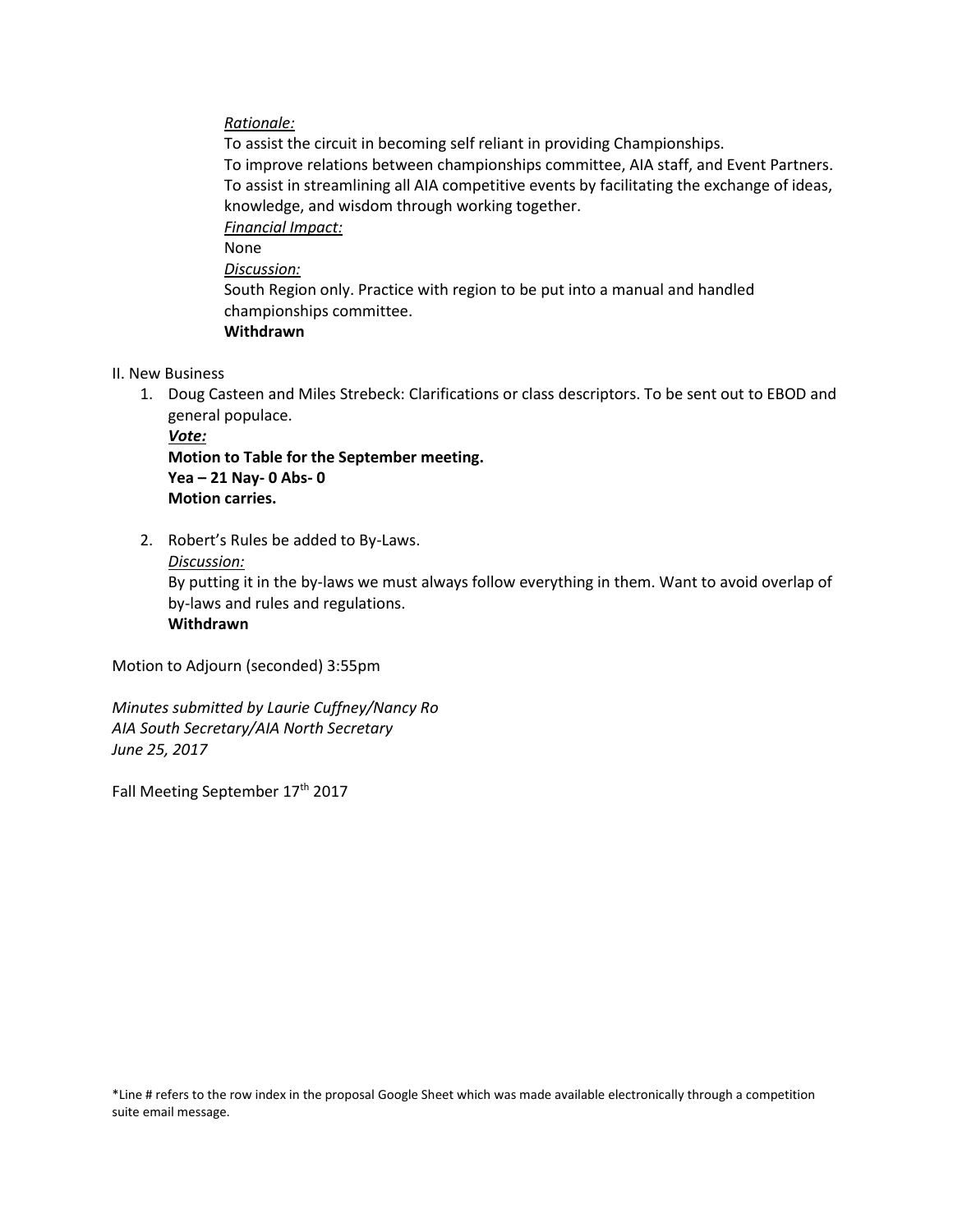*Rationale:*
To assist the circuit in becoming self reliant in providing Championships.
To improve relations between championships committee, AIA staff, and Event Partners.
To assist in streamlining all AIA competitive events by facilitating the exchange of ideas, knowledge, and wisdom through working together.
*Financial Impact:*
None
*Discussion:*
South Region only. Practice with region to be put into a manual and handled championships committee.
**Withdrawn**

II. New Business

1. Doug Casteen and Miles Strebeck: Clarifications or class descriptors. To be sent out to EBOD and general populace.
   ***Vote:***
   **Motion to Table for the September meeting.**
   **Yea – 21 Nay- 0 Abs- 0**
   **Motion carries.**

2. Robert's Rules be added to By-Laws.
   *Discussion:*
   By putting it in the by-laws we must always follow everything in them. Want to avoid overlap of by-laws and rules and regulations.
   **Withdrawn**

Motion to Adjourn (seconded) 3:55pm

*Minutes submitted by Laurie Cuffney/Nancy Ro*
*AIA South Secretary/AIA North Secretary*
*June 25, 2017*

Fall Meeting September 17th 2017

*Line # refers to the row index in the proposal Google Sheet which was made available electronically through a competition suite email message.